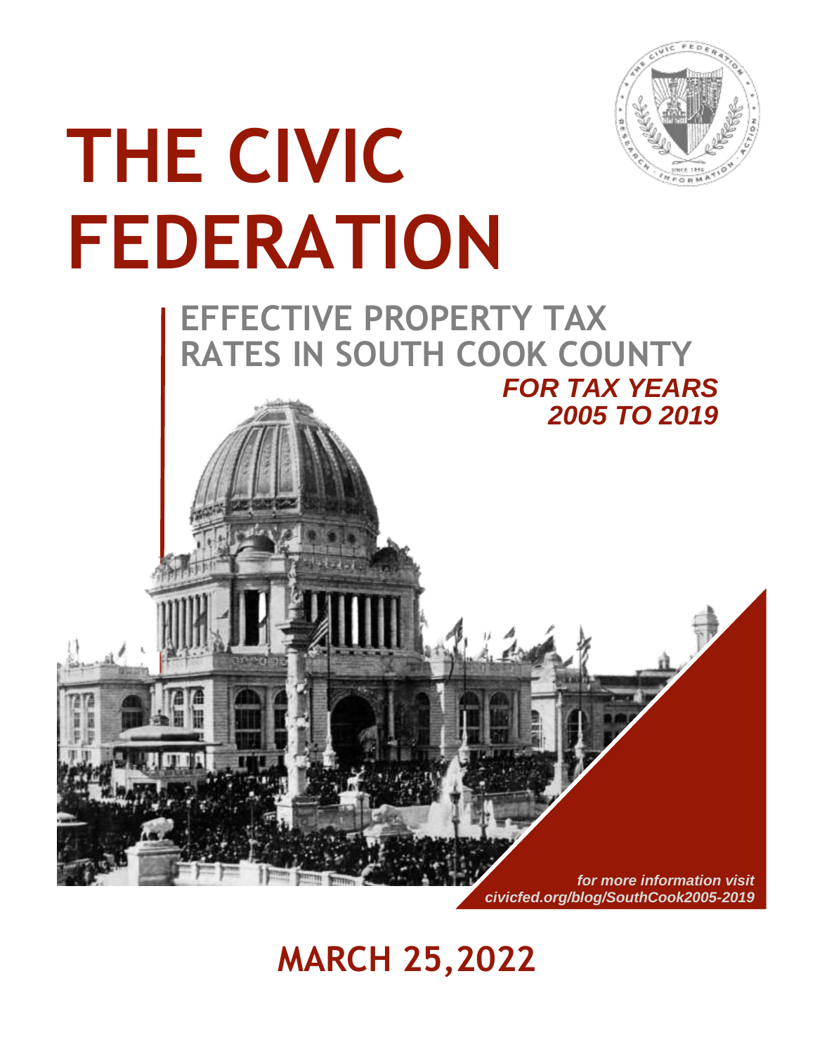# THE CIVIC FEDERATION

## EFFECTIVE PROPERTY TAX RATES IN SOUTH COOK COUNTY

***FOR TAX YEARS 2005 TO 2019***

*for more information visit civicfed.org/blog/SouthCook2005-2019*

**MARCH 25,2022**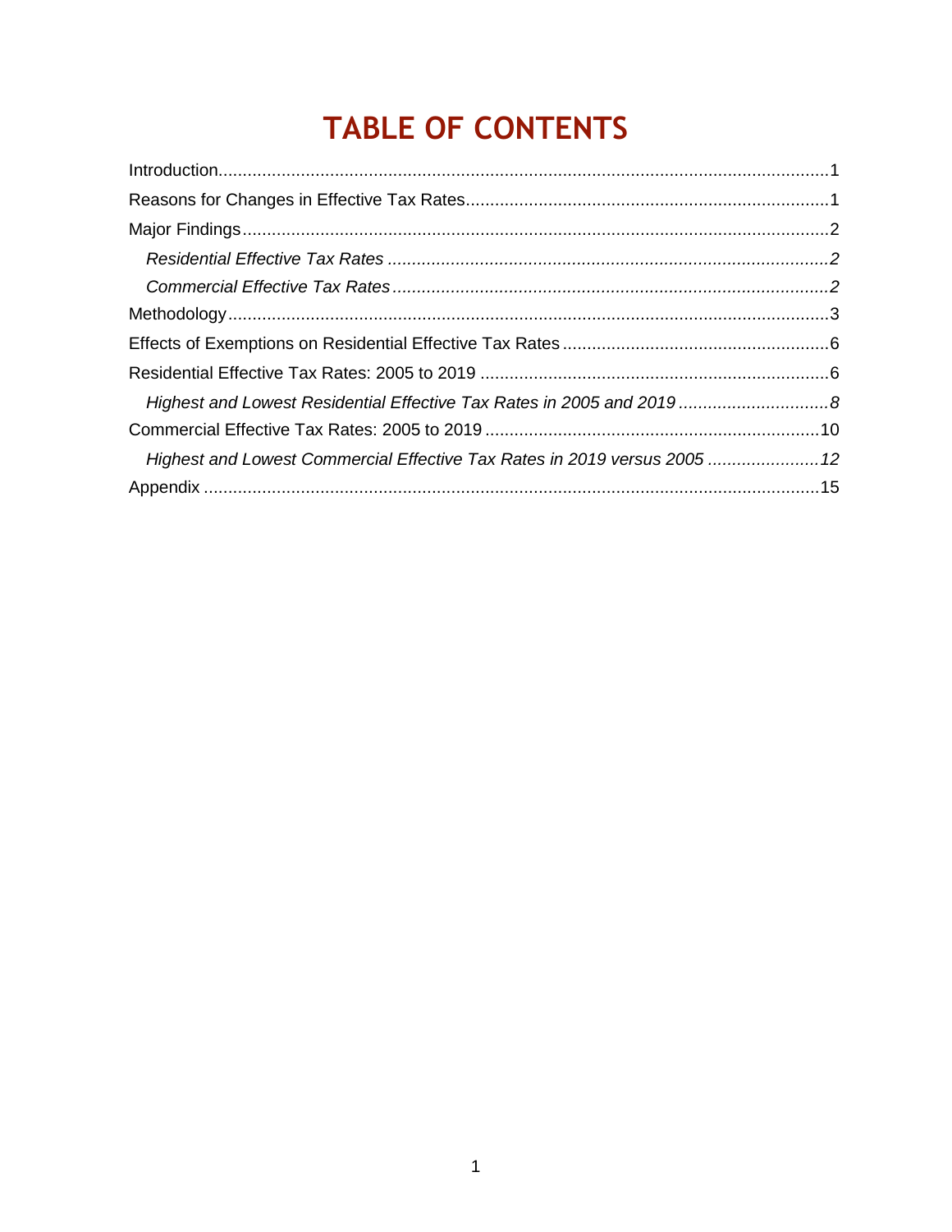# TABLE OF CONTENTS

Introduction............................................................................................................................1

Reasons for Changes in Effective Tax Rates.........................................................................1

Major Findings.......................................................................................................................2

*Residential Effective Tax Rates .........................................................................................2*

*Commercial Effective Tax Rates........................................................................................2*

Methodology..........................................................................................................................3

Effects of Exemptions on Residential Effective Tax Rates.....................................................6

Residential Effective Tax Rates: 2005 to 2019 .......................................................................6

*Highest and Lowest Residential Effective Tax Rates in 2005 and 2019 ..............................8*

Commercial Effective Tax Rates: 2005 to 2019 ....................................................................10

*Highest and Lowest Commercial Effective Tax Rates in 2019 versus 2005 .......................12*

Appendix ..............................................................................................................................15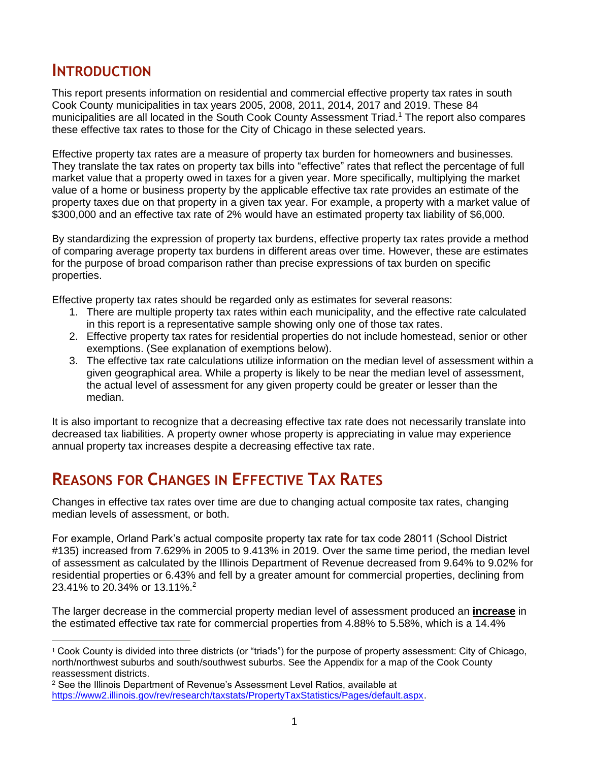## Introduction

This report presents information on residential and commercial effective property tax rates in south Cook County municipalities in tax years 2005, 2008, 2011, 2014, 2017 and 2019. These 84 municipalities are all located in the South Cook County Assessment Triad.[1] The report also compares these effective tax rates to those for the City of Chicago in these selected years.

Effective property tax rates are a measure of property tax burden for homeowners and businesses. They translate the tax rates on property tax bills into "effective" rates that reflect the percentage of full market value that a property owed in taxes for a given year. More specifically, multiplying the market value of a home or business property by the applicable effective tax rate provides an estimate of the property taxes due on that property in a given tax year. For example, a property with a market value of $300,000 and an effective tax rate of 2% would have an estimated property tax liability of $6,000.

By standardizing the expression of property tax burdens, effective property tax rates provide a method of comparing average property tax burdens in different areas over time. However, these are estimates for the purpose of broad comparison rather than precise expressions of tax burden on specific properties.

Effective property tax rates should be regarded only as estimates for several reasons:

1. There are multiple property tax rates within each municipality, and the effective rate calculated in this report is a representative sample showing only one of those tax rates.
2. Effective property tax rates for residential properties do not include homestead, senior or other exemptions. (See explanation of exemptions below).
3. The effective tax rate calculations utilize information on the median level of assessment within a given geographical area. While a property is likely to be near the median level of assessment, the actual level of assessment for any given property could be greater or lesser than the median.

It is also important to recognize that a decreasing effective tax rate does not necessarily translate into decreased tax liabilities. A property owner whose property is appreciating in value may experience annual property tax increases despite a decreasing effective tax rate.

## Reasons for Changes in Effective Tax Rates

Changes in effective tax rates over time are due to changing actual composite tax rates, changing median levels of assessment, or both.

For example, Orland Park's actual composite property tax rate for tax code 28011 (School District #135) increased from 7.629% in 2005 to 9.413% in 2019. Over the same time period, the median level of assessment as calculated by the Illinois Department of Revenue decreased from 9.64% to 9.02% for residential properties or 6.43% and fell by a greater amount for commercial properties, declining from 23.41% to 20.34% or 13.11%.[2]

The larger decrease in the commercial property median level of assessment produced an **increase** in the estimated effective tax rate for commercial properties from 4.88% to 5.58%, which is a 14.4%

---

[1] Cook County is divided into three districts (or "triads") for the purpose of property assessment: City of Chicago, north/northwest suburbs and south/southwest suburbs. See the Appendix for a map of the Cook County reassessment districts.

[2] See the Illinois Department of Revenue's Assessment Level Ratios, available at https://www2.illinois.gov/rev/research/taxstats/PropertyTaxStatistics/Pages/default.aspx.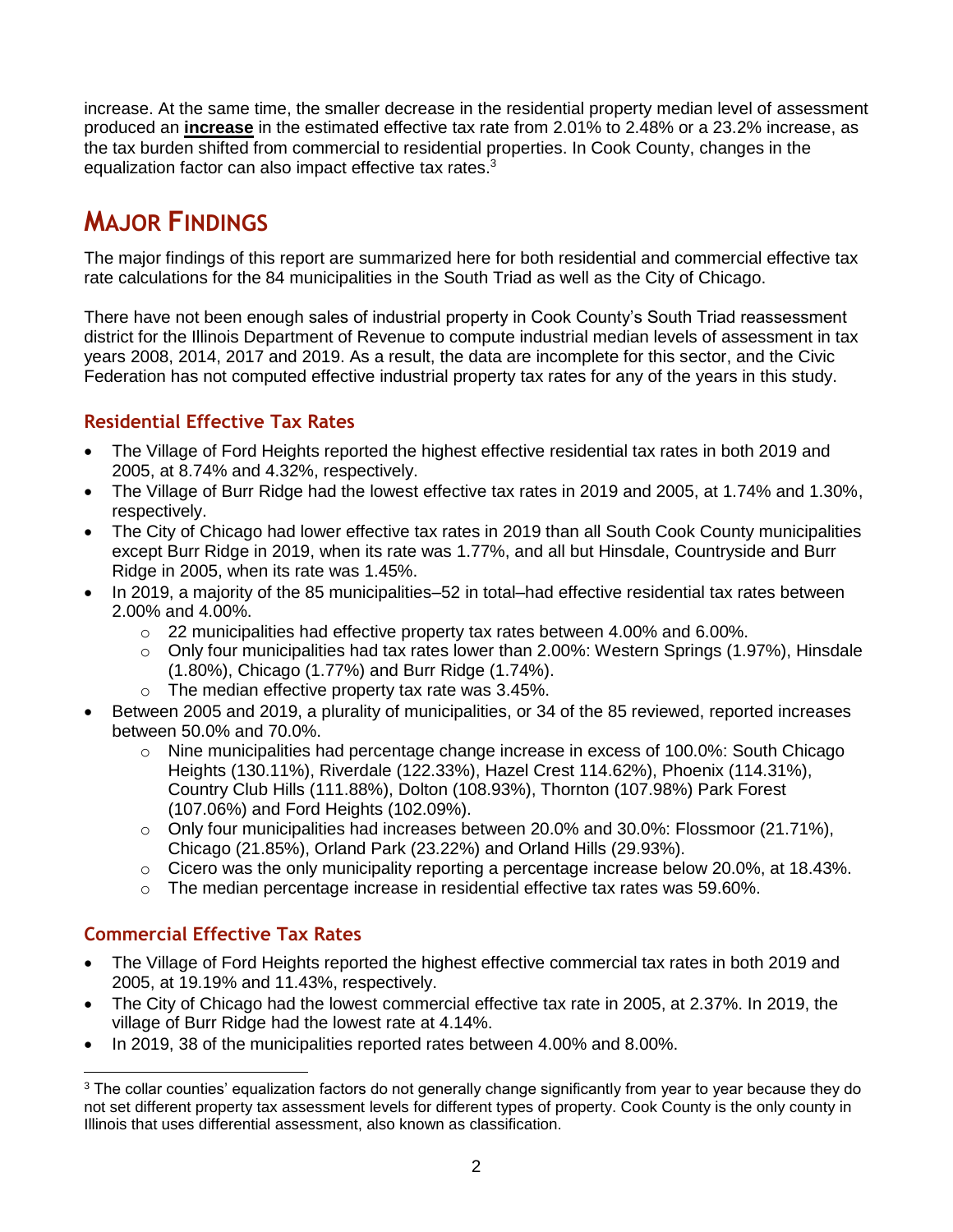increase. At the same time, the smaller decrease in the residential property median level of assessment produced an **increase** in the estimated effective tax rate from 2.01% to 2.48% or a 23.2% increase, as the tax burden shifted from commercial to residential properties. In Cook County, changes in the equalization factor can also impact effective tax rates.[3]

## MAJOR FINDINGS

The major findings of this report are summarized here for both residential and commercial effective tax rate calculations for the 84 municipalities in the South Triad as well as the City of Chicago.

There have not been enough sales of industrial property in Cook County's South Triad reassessment district for the Illinois Department of Revenue to compute industrial median levels of assessment in tax years 2008, 2014, 2017 and 2019. As a result, the data are incomplete for this sector, and the Civic Federation has not computed effective industrial property tax rates for any of the years in this study.

### Residential Effective Tax Rates

- The Village of Ford Heights reported the highest effective residential tax rates in both 2019 and 2005, at 8.74% and 4.32%, respectively.
- The Village of Burr Ridge had the lowest effective tax rates in 2019 and 2005, at 1.74% and 1.30%, respectively.
- The City of Chicago had lower effective tax rates in 2019 than all South Cook County municipalities except Burr Ridge in 2019, when its rate was 1.77%, and all but Hinsdale, Countryside and Burr Ridge in 2005, when its rate was 1.45%.
- In 2019, a majority of the 85 municipalities–52 in total–had effective residential tax rates between 2.00% and 4.00%.
  - 22 municipalities had effective property tax rates between 4.00% and 6.00%.
  - Only four municipalities had tax rates lower than 2.00%: Western Springs (1.97%), Hinsdale (1.80%), Chicago (1.77%) and Burr Ridge (1.74%).
  - The median effective property tax rate was 3.45%.
- Between 2005 and 2019, a plurality of municipalities, or 34 of the 85 reviewed, reported increases between 50.0% and 70.0%.
  - Nine municipalities had percentage change increase in excess of 100.0%: South Chicago Heights (130.11%), Riverdale (122.33%), Hazel Crest 114.62%), Phoenix (114.31%), Country Club Hills (111.88%), Dolton (108.93%), Thornton (107.98%) Park Forest (107.06%) and Ford Heights (102.09%).
  - Only four municipalities had increases between 20.0% and 30.0%: Flossmoor (21.71%), Chicago (21.85%), Orland Park (23.22%) and Orland Hills (29.93%).
  - Cicero was the only municipality reporting a percentage increase below 20.0%, at 18.43%.
  - The median percentage increase in residential effective tax rates was 59.60%.

### Commercial Effective Tax Rates

- The Village of Ford Heights reported the highest effective commercial tax rates in both 2019 and 2005, at 19.19% and 11.43%, respectively.
- The City of Chicago had the lowest commercial effective tax rate in 2005, at 2.37%. In 2019, the village of Burr Ridge had the lowest rate at 4.14%.
- In 2019, 38 of the municipalities reported rates between 4.00% and 8.00%.

[3] The collar counties' equalization factors do not generally change significantly from year to year because they do not set different property tax assessment levels for different types of property. Cook County is the only county in Illinois that uses differential assessment, also known as classification.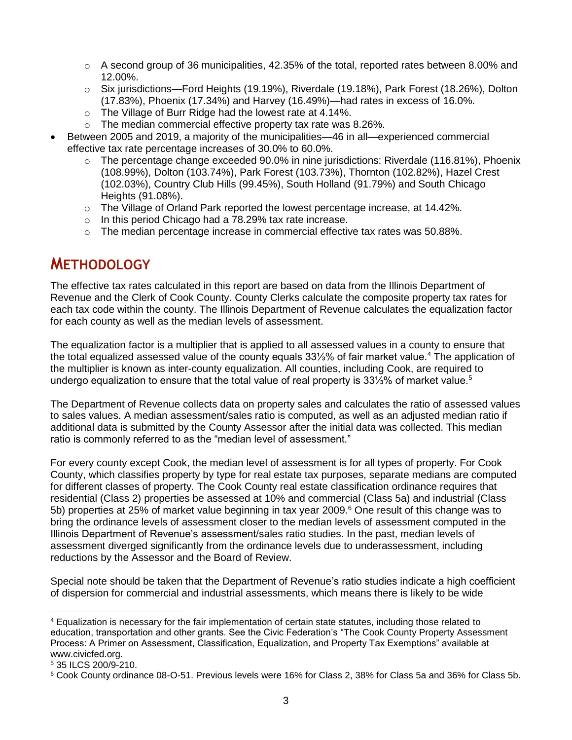- A second group of 36 municipalities, 42.35% of the total, reported rates between 8.00% and 12.00%.
  - Six jurisdictions—Ford Heights (19.19%), Riverdale (19.18%), Park Forest (18.26%), Dolton (17.83%), Phoenix (17.34%) and Harvey (16.49%)—had rates in excess of 16.0%.
  - The Village of Burr Ridge had the lowest rate at 4.14%.
  - The median commercial effective property tax rate was 8.26%.
- Between 2005 and 2019, a majority of the municipalities—46 in all—experienced commercial effective tax rate percentage increases of 30.0% to 60.0%.
  - The percentage change exceeded 90.0% in nine jurisdictions: Riverdale (116.81%), Phoenix (108.99%), Dolton (103.74%), Park Forest (103.73%), Thornton (102.82%), Hazel Crest (102.03%), Country Club Hills (99.45%), South Holland (91.79%) and South Chicago Heights (91.08%).
  - The Village of Orland Park reported the lowest percentage increase, at 14.42%.
  - In this period Chicago had a 78.29% tax rate increase.
  - The median percentage increase in commercial effective tax rates was 50.88%.

## METHODOLOGY

The effective tax rates calculated in this report are based on data from the Illinois Department of Revenue and the Clerk of Cook County. County Clerks calculate the composite property tax rates for each tax code within the county. The Illinois Department of Revenue calculates the equalization factor for each county as well as the median levels of assessment.

The equalization factor is a multiplier that is applied to all assessed values in a county to ensure that the total equalized assessed value of the county equals 33⅓% of fair market value.[4] The application of the multiplier is known as inter-county equalization. All counties, including Cook, are required to undergo equalization to ensure that the total value of real property is 33⅓% of market value.[5]

The Department of Revenue collects data on property sales and calculates the ratio of assessed values to sales values. A median assessment/sales ratio is computed, as well as an adjusted median ratio if additional data is submitted by the County Assessor after the initial data was collected. This median ratio is commonly referred to as the "median level of assessment."

For every county except Cook, the median level of assessment is for all types of property. For Cook County, which classifies property by type for real estate tax purposes, separate medians are computed for different classes of property. The Cook County real estate classification ordinance requires that residential (Class 2) properties be assessed at 10% and commercial (Class 5a) and industrial (Class 5b) properties at 25% of market value beginning in tax year 2009.[6] One result of this change was to bring the ordinance levels of assessment closer to the median levels of assessment computed in the Illinois Department of Revenue's assessment/sales ratio studies. In the past, median levels of assessment diverged significantly from the ordinance levels due to underassessment, including reductions by the Assessor and the Board of Review.

Special note should be taken that the Department of Revenue's ratio studies indicate a high coefficient of dispersion for commercial and industrial assessments, which means there is likely to be wide

---

[4] Equalization is necessary for the fair implementation of certain state statutes, including those related to education, transportation and other grants. See the Civic Federation's "The Cook County Property Assessment Process: A Primer on Assessment, Classification, Equalization, and Property Tax Exemptions" available at www.civicfed.org.

[5] 35 ILCS 200/9-210.

[6] Cook County ordinance 08-O-51. Previous levels were 16% for Class 2, 38% for Class 5a and 36% for Class 5b.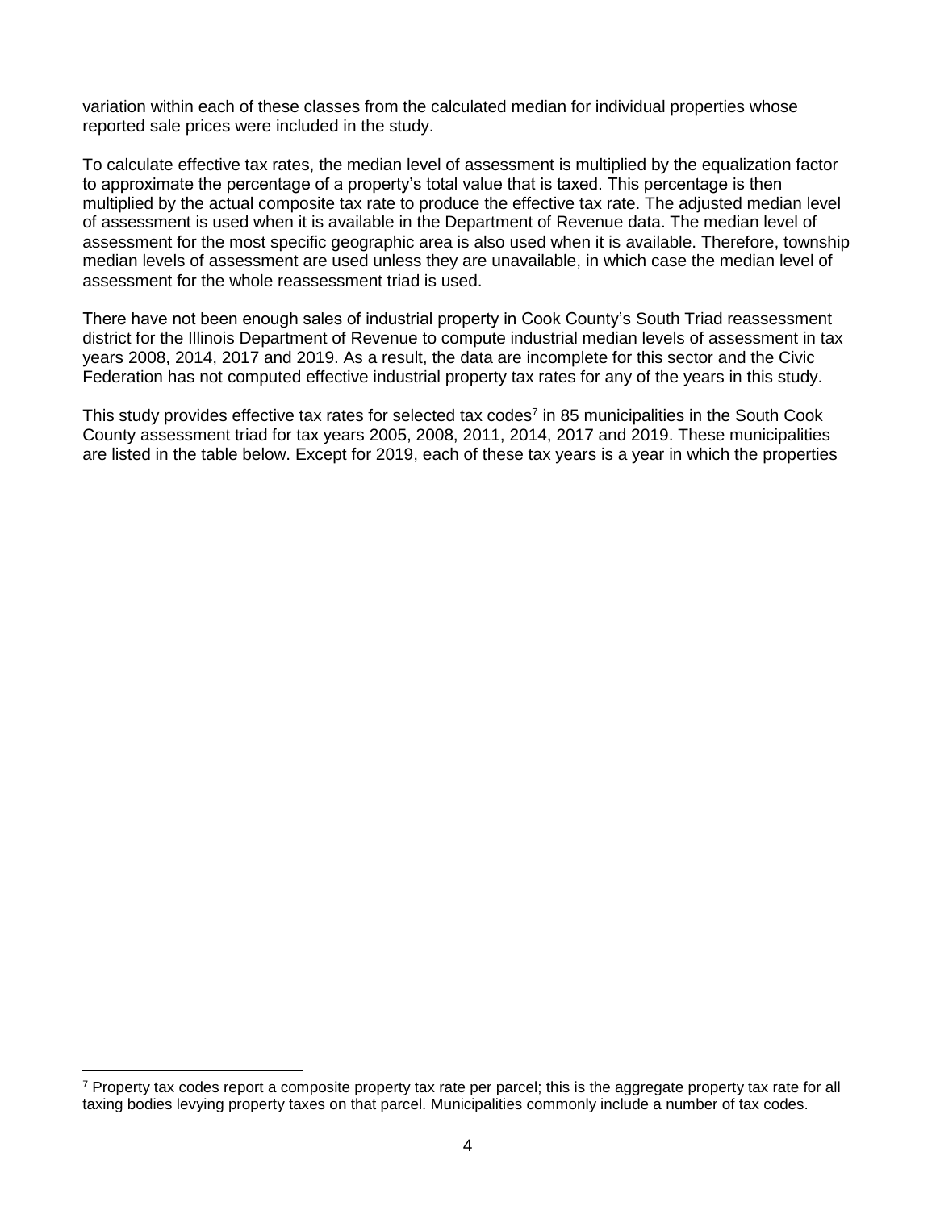variation within each of these classes from the calculated median for individual properties whose reported sale prices were included in the study.

To calculate effective tax rates, the median level of assessment is multiplied by the equalization factor to approximate the percentage of a property's total value that is taxed. This percentage is then multiplied by the actual composite tax rate to produce the effective tax rate. The adjusted median level of assessment is used when it is available in the Department of Revenue data. The median level of assessment for the most specific geographic area is also used when it is available. Therefore, township median levels of assessment are used unless they are unavailable, in which case the median level of assessment for the whole reassessment triad is used.

There have not been enough sales of industrial property in Cook County's South Triad reassessment district for the Illinois Department of Revenue to compute industrial median levels of assessment in tax years 2008, 2014, 2017 and 2019. As a result, the data are incomplete for this sector and the Civic Federation has not computed effective industrial property tax rates for any of the years in this study.

This study provides effective tax rates for selected tax codes[7] in 85 municipalities in the South Cook County assessment triad for tax years 2005, 2008, 2011, 2014, 2017 and 2019. These municipalities are listed in the table below. Except for 2019, each of these tax years is a year in which the properties

[7] Property tax codes report a composite property tax rate per parcel; this is the aggregate property tax rate for all taxing bodies levying property taxes on that parcel. Municipalities commonly include a number of tax codes.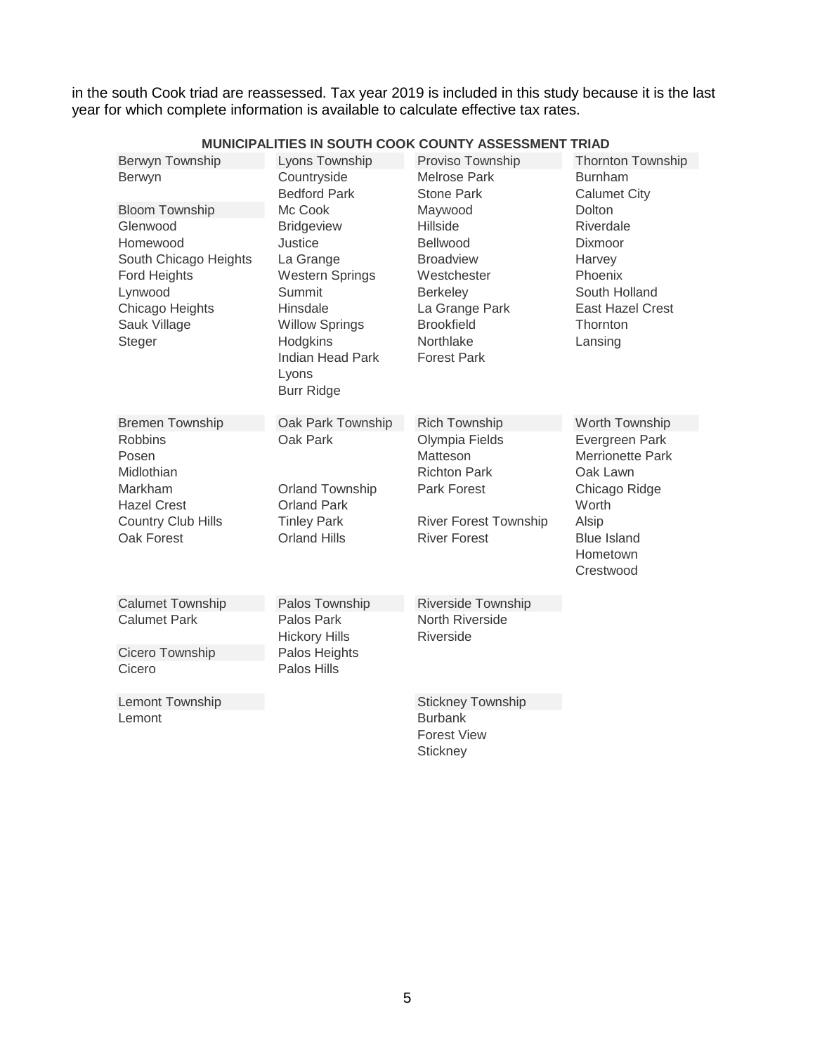in the south Cook triad are reassessed. Tax year 2019 is included in this study because it is the last year for which complete information is available to calculate effective tax rates.

**MUNICIPALITIES IN SOUTH COOK COUNTY ASSESSMENT TRIAD**

| | | | |
|---|---|---|---|
| Berwyn Township | Lyons Township | Proviso Township | Thornton Township |
| Berwyn | Countryside | Melrose Park | Burnham |
| | Bedford Park | Stone Park | Calumet City |
| Bloom Township | Mc Cook | Maywood | Dolton |
| Glenwood | Bridgeview | Hillside | Riverdale |
| Homewood | Justice | Bellwood | Dixmoor |
| South Chicago Heights | La Grange | Broadview | Harvey |
| Ford Heights | Western Springs | Westchester | Phoenix |
| Lynwood | Summit | Berkeley | South Holland |
| Chicago Heights | Hinsdale | La Grange Park | East Hazel Crest |
| Sauk Village | Willow Springs | Brookfield | Thornton |
| Steger | Hodgkins | Northlake | Lansing |
| | Indian Head Park | Forest Park | |
| | Lyons | | |
| | Burr Ridge | | |
| | | | |
| Bremen Township | Oak Park Township | Rich Township | Worth Township |
| Robbins | Oak Park | Olympia Fields | Evergreen Park |
| Posen | | Matteson | Merrionette Park |
| Midlothian | | Richton Park | Oak Lawn |
| Markham | Orland Township | Park Forest | Chicago Ridge |
| Hazel Crest | Orland Park | | Worth |
| Country Club Hills | Tinley Park | River Forest Township | Alsip |
| Oak Forest | Orland Hills | River Forest | Blue Island |
| | | | Hometown |
| | | | Crestwood |
| | | | |
| Calumet Township | Palos Township | Riverside Township | |
| Calumet Park | Palos Park | North Riverside | |
| | Hickory Hills | Riverside | |
| Cicero Township | Palos Heights | | |
| Cicero | Palos Hills | | |
| | | | |
| Lemont Township | | Stickney Township | |
| Lemont | | Burbank | |
| | | Forest View | |
| | | Stickney | |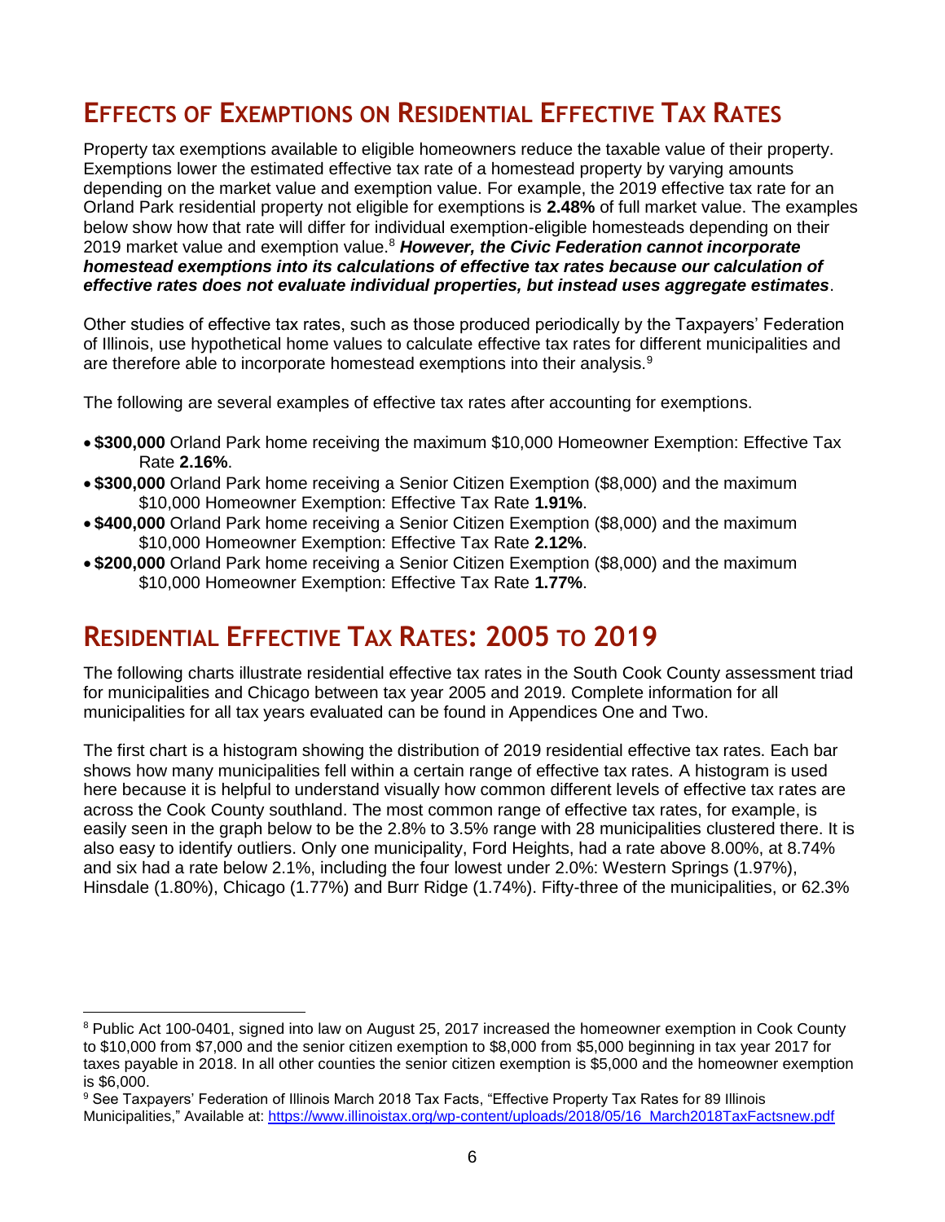## EFFECTS OF EXEMPTIONS ON RESIDENTIAL EFFECTIVE TAX RATES

Property tax exemptions available to eligible homeowners reduce the taxable value of their property. Exemptions lower the estimated effective tax rate of a homestead property by varying amounts depending on the market value and exemption value. For example, the 2019 effective tax rate for an Orland Park residential property not eligible for exemptions is **2.48%** of full market value. The examples below show how that rate will differ for individual exemption-eligible homesteads depending on their 2019 market value and exemption value.[8] ***However, the Civic Federation cannot incorporate homestead exemptions into its calculations of effective tax rates because our calculation of effective rates does not evaluate individual properties, but instead uses aggregate estimates***.

Other studies of effective tax rates, such as those produced periodically by the Taxpayers' Federation of Illinois, use hypothetical home values to calculate effective tax rates for different municipalities and are therefore able to incorporate homestead exemptions into their analysis.[9]

The following are several examples of effective tax rates after accounting for exemptions.

- **$300,000** Orland Park home receiving the maximum $10,000 Homeowner Exemption: Effective Tax Rate **2.16%**.
- **$300,000** Orland Park home receiving a Senior Citizen Exemption ($8,000) and the maximum $10,000 Homeowner Exemption: Effective Tax Rate **1.91%**.
- **$400,000** Orland Park home receiving a Senior Citizen Exemption ($8,000) and the maximum $10,000 Homeowner Exemption: Effective Tax Rate **2.12%**.
- **$200,000** Orland Park home receiving a Senior Citizen Exemption ($8,000) and the maximum $10,000 Homeowner Exemption: Effective Tax Rate **1.77%**.

## RESIDENTIAL EFFECTIVE TAX RATES: 2005 TO 2019

The following charts illustrate residential effective tax rates in the South Cook County assessment triad for municipalities and Chicago between tax year 2005 and 2019. Complete information for all municipalities for all tax years evaluated can be found in Appendices One and Two.

The first chart is a histogram showing the distribution of 2019 residential effective tax rates. Each bar shows how many municipalities fell within a certain range of effective tax rates. A histogram is used here because it is helpful to understand visually how common different levels of effective tax rates are across the Cook County southland. The most common range of effective tax rates, for example, is easily seen in the graph below to be the 2.8% to 3.5% range with 28 municipalities clustered there. It is also easy to identify outliers. Only one municipality, Ford Heights, had a rate above 8.00%, at 8.74% and six had a rate below 2.1%, including the four lowest under 2.0%: Western Springs (1.97%), Hinsdale (1.80%), Chicago (1.77%) and Burr Ridge (1.74%). Fifty-three of the municipalities, or 62.3%

---

[8] Public Act 100-0401, signed into law on August 25, 2017 increased the homeowner exemption in Cook County to $10,000 from $7,000 and the senior citizen exemption to $8,000 from $5,000 beginning in tax year 2017 for taxes payable in 2018. In all other counties the senior citizen exemption is $5,000 and the homeowner exemption is $6,000.

[9] See Taxpayers' Federation of Illinois March 2018 Tax Facts, "Effective Property Tax Rates for 89 Illinois Municipalities," Available at: https://www.illinoistax.org/wp-content/uploads/2018/05/16_March2018TaxFactsnew.pdf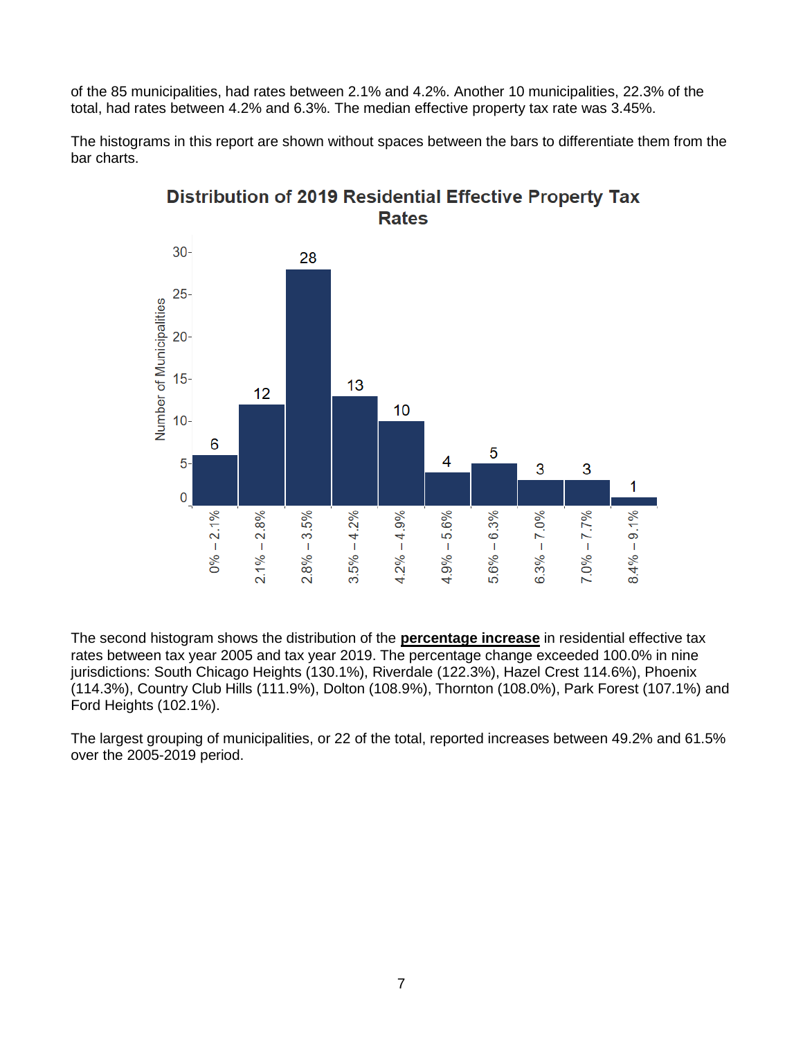of the 85 municipalities, had rates between 2.1% and 4.2%. Another 10 municipalities, 22.3% of the total, had rates between 4.2% and 6.3%. The median effective property tax rate was 3.45%.

The histograms in this report are shown without spaces between the bars to differentiate them from the bar charts.

**Distribution of 2019 Residential Effective Property Tax Rates**

| Rate Range | Number of Municipalities |
|---|---|
| 0% – 2.1% | 6 |
| 2.1% – 2.8% | 12 |
| 2.8% – 3.5% | 28 |
| 3.5% – 4.2% | 13 |
| 4.2% – 4.9% | 10 |
| 4.9% – 5.6% | 4 |
| 5.6% – 6.3% | 5 |
| 6.3% – 7.0% | 3 |
| 7.0% – 7.7% | 3 |
| 8.4% – 9.1% | 1 |

The second histogram shows the distribution of the **percentage increase** in residential effective tax rates between tax year 2005 and tax year 2019. The percentage change exceeded 100.0% in nine jurisdictions: South Chicago Heights (130.1%), Riverdale (122.3%), Hazel Crest 114.6%), Phoenix (114.3%), Country Club Hills (111.9%), Dolton (108.9%), Thornton (108.0%), Park Forest (107.1%) and Ford Heights (102.1%).

The largest grouping of municipalities, or 22 of the total, reported increases between 49.2% and 61.5% over the 2005-2019 period.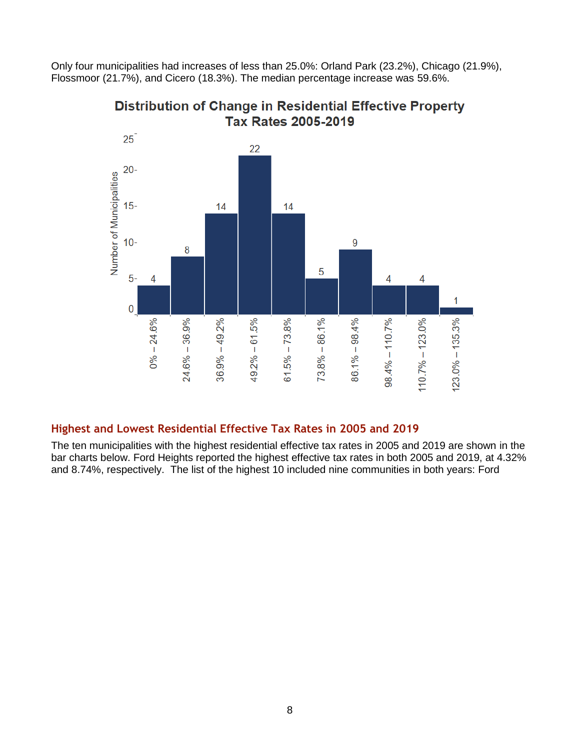Only four municipalities had increases of less than 25.0%: Orland Park (23.2%), Chicago (21.9%), Flossmoor (21.7%), and Cicero (18.3%). The median percentage increase was 59.6%.

**Distribution of Change in Residential Effective Property Tax Rates 2005-2019**

| Change in Effective Tax Rate | Number of Municipalities |
|---|---|
| 0% – 24.6% | 4 |
| 24.6% – 36.9% | 8 |
| 36.9% – 49.2% | 14 |
| 49.2% – 61.5% | 22 |
| 61.5% – 73.8% | 14 |
| 73.8% – 86.1% | 5 |
| 86.1% – 98.4% | 9 |
| 98.4% – 110.7% | 4 |
| 110.7% – 123.0% | 4 |
| 123.0% – 135.3% | 1 |

## Highest and Lowest Residential Effective Tax Rates in 2005 and 2019

The ten municipalities with the highest residential effective tax rates in 2005 and 2019 are shown in the bar charts below. Ford Heights reported the highest effective tax rates in both 2005 and 2019, at 4.32% and 8.74%, respectively. The list of the highest 10 included nine communities in both years: Ford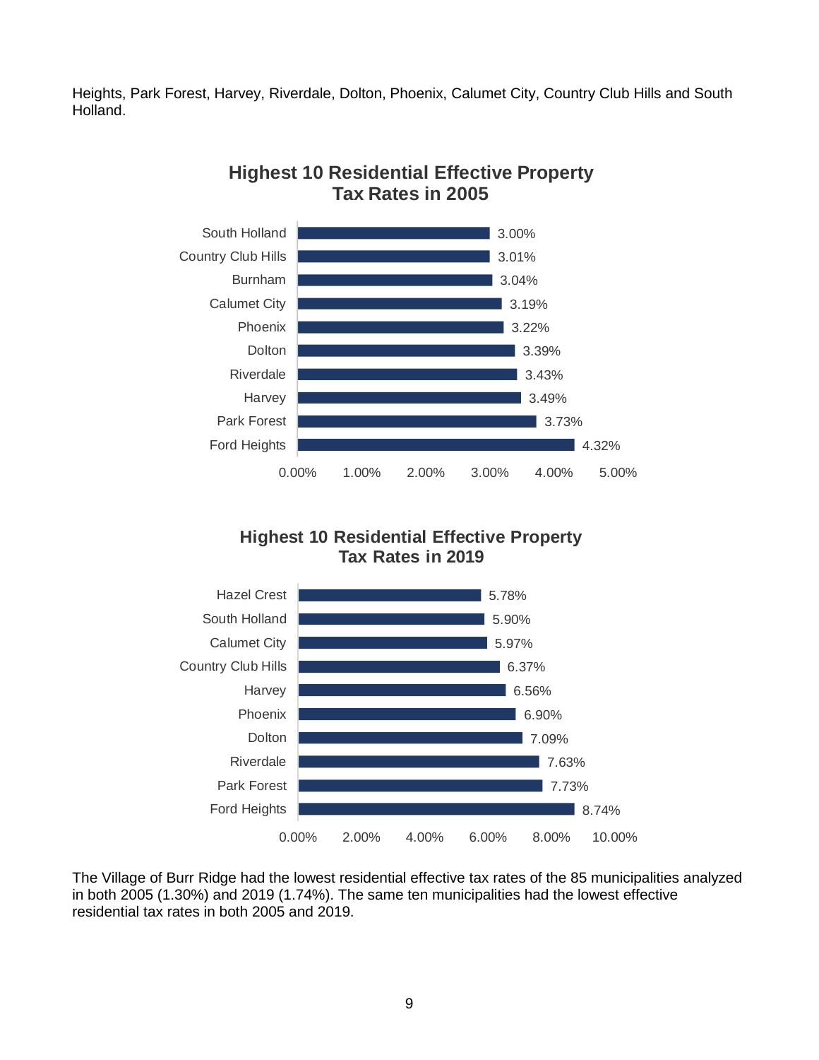Heights, Park Forest, Harvey, Riverdale, Dolton, Phoenix, Calumet City, Country Club Hills and South Holland.

**Highest 10 Residential Effective Property Tax Rates in 2005**

| Municipality | Effective Tax Rate |
|---|---|
| South Holland | 3.00% |
| Country Club Hills | 3.01% |
| Burnham | 3.04% |
| Calumet City | 3.19% |
| Phoenix | 3.22% |
| Dolton | 3.39% |
| Riverdale | 3.43% |
| Harvey | 3.49% |
| Park Forest | 3.73% |
| Ford Heights | 4.32% |

**Highest 10 Residential Effective Property Tax Rates in 2019**

| Municipality | Effective Tax Rate |
|---|---|
| Hazel Crest | 5.78% |
| South Holland | 5.90% |
| Calumet City | 5.97% |
| Country Club Hills | 6.37% |
| Harvey | 6.56% |
| Phoenix | 6.90% |
| Dolton | 7.09% |
| Riverdale | 7.63% |
| Park Forest | 7.73% |
| Ford Heights | 8.74% |

The Village of Burr Ridge had the lowest residential effective tax rates of the 85 municipalities analyzed in both 2005 (1.30%) and 2019 (1.74%). The same ten municipalities had the lowest effective residential tax rates in both 2005 and 2019.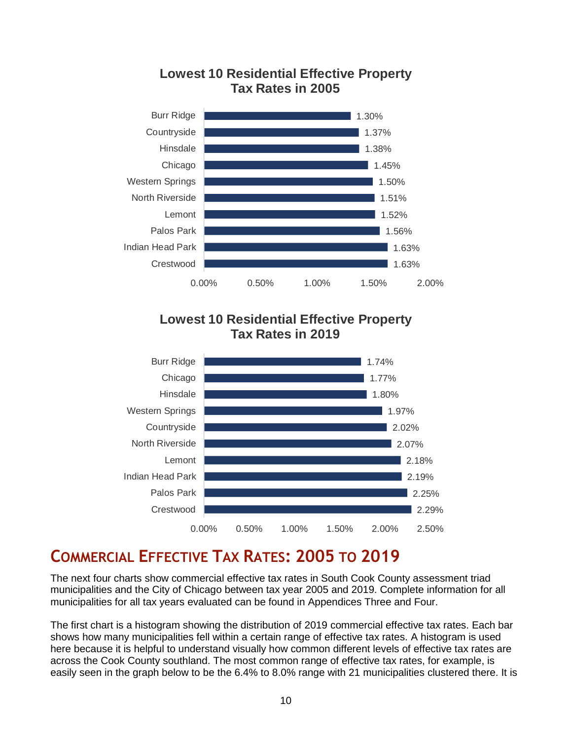**Lowest 10 Residential Effective Property Tax Rates in 2005**

| Municipality | Effective Tax Rate |
| --- | --- |
| Burr Ridge | 1.30% |
| Countryside | 1.37% |
| Hinsdale | 1.38% |
| Chicago | 1.45% |
| Western Springs | 1.50% |
| North Riverside | 1.51% |
| Lemont | 1.52% |
| Palos Park | 1.56% |
| Indian Head Park | 1.63% |
| Crestwood | 1.63% |

**Lowest 10 Residential Effective Property Tax Rates in 2019**

| Municipality | Effective Tax Rate |
| --- | --- |
| Burr Ridge | 1.74% |
| Chicago | 1.77% |
| Hinsdale | 1.80% |
| Western Springs | 1.97% |
| Countryside | 2.02% |
| North Riverside | 2.07% |
| Lemont | 2.18% |
| Indian Head Park | 2.19% |
| Palos Park | 2.25% |
| Crestwood | 2.29% |

## Commercial Effective Tax Rates: 2005 to 2019

The next four charts show commercial effective tax rates in South Cook County assessment triad municipalities and the City of Chicago between tax year 2005 and 2019. Complete information for all municipalities for all tax years evaluated can be found in Appendices Three and Four.

The first chart is a histogram showing the distribution of 2019 commercial effective tax rates. Each bar shows how many municipalities fell within a certain range of effective tax rates. A histogram is used here because it is helpful to understand visually how common different levels of effective tax rates are across the Cook County southland. The most common range of effective tax rates, for example, is easily seen in the graph below to be the 6.4% to 8.0% range with 21 municipalities clustered there. It is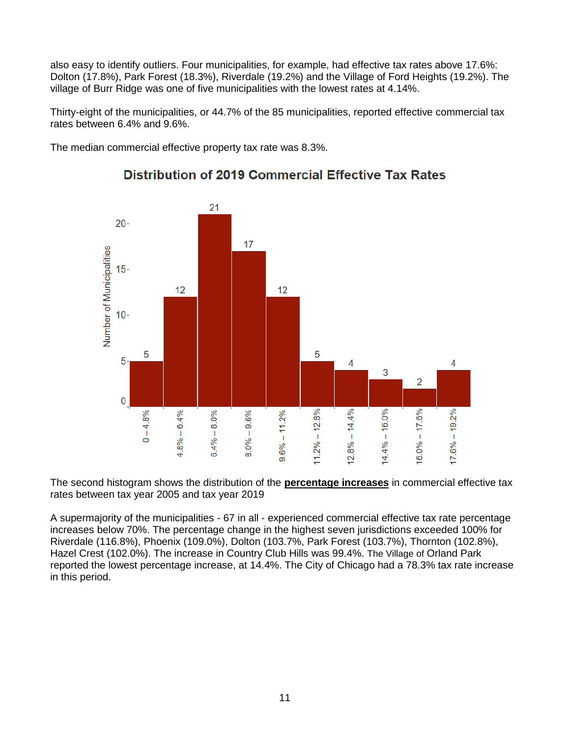also easy to identify outliers. Four municipalities, for example, had effective tax rates above 17.6%: Dolton (17.8%), Park Forest (18.3%), Riverdale (19.2%) and the Village of Ford Heights (19.2%). The village of Burr Ridge was one of five municipalities with the lowest rates at 4.14%.

Thirty-eight of the municipalities, or 44.7% of the 85 municipalities, reported effective commercial tax rates between 6.4% and 9.6%.

The median commercial effective property tax rate was 8.3%.

**Distribution of 2019 Commercial Effective Tax Rates**

| Effective Tax Rate | Number of Municipalities |
|---|---|
| 0 – 4.8% | 5 |
| 4.8% – 6.4% | 12 |
| 6.4% – 8.0% | 21 |
| 8.0% – 9.6% | 17 |
| 9.6% – 11.2% | 12 |
| 11.2% – 12.8% | 5 |
| 12.8% – 14.4% | 4 |
| 14.4% – 16.0% | 3 |
| 16.0% – 17.6% | 2 |
| 17.6% – 19.2% | 4 |

The second histogram shows the distribution of the **percentage increases** in commercial effective tax rates between tax year 2005 and tax year 2019

A supermajority of the municipalities - 67 in all - experienced commercial effective tax rate percentage increases below 70%. The percentage change in the highest seven jurisdictions exceeded 100% for Riverdale (116.8%), Phoenix (109.0%), Dolton (103.7%, Park Forest (103.7%), Thornton (102.8%), Hazel Crest (102.0%). The increase in Country Club Hills was 99.4%. The Village of Orland Park reported the lowest percentage increase, at 14.4%. The City of Chicago had a 78.3% tax rate increase in this period.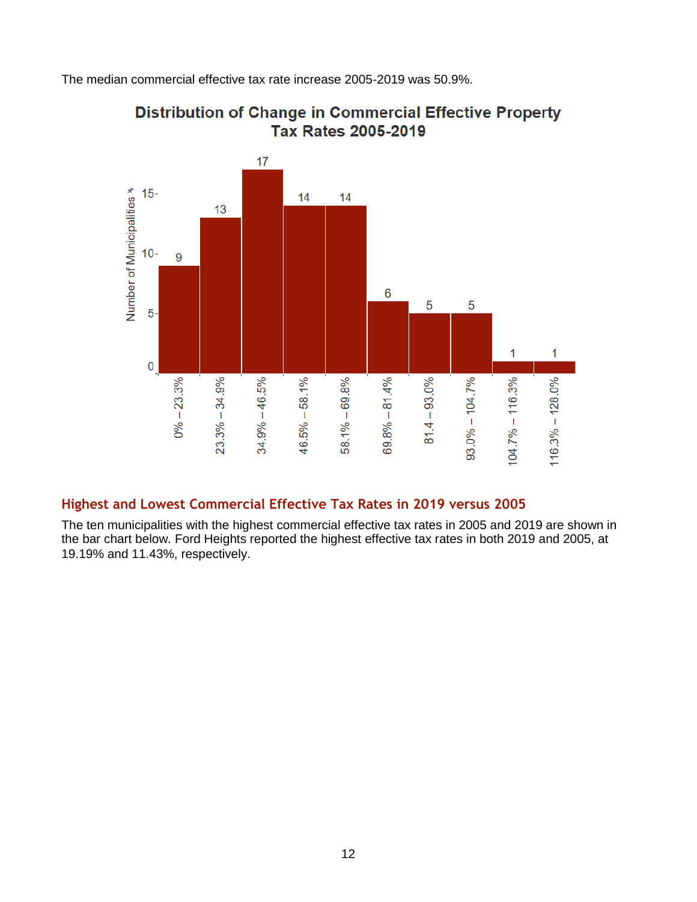The median commercial effective tax rate increase 2005-2019 was 50.9%.

**Distribution of Change in Commercial Effective Property Tax Rates 2005-2019**

| Change in Effective Tax Rate | Number of Municipalities |
|---|---|
| 0% – 23.3% | 9 |
| 23.3% – 34.9% | 13 |
| 34.9% – 46.5% | 17 |
| 46.5% – 58.1% | 14 |
| 58.1% – 69.8% | 14 |
| 69.8% – 81.4% | 6 |
| 81.4 – 93.0% | 5 |
| 93.0% – 104.7% | 5 |
| 104.7% – 116.3% | 1 |
| 116.3% – 128.0% | 1 |

## Highest and Lowest Commercial Effective Tax Rates in 2019 versus 2005

The ten municipalities with the highest commercial effective tax rates in 2005 and 2019 are shown in the bar chart below. Ford Heights reported the highest effective tax rates in both 2019 and 2005, at 19.19% and 11.43%, respectively.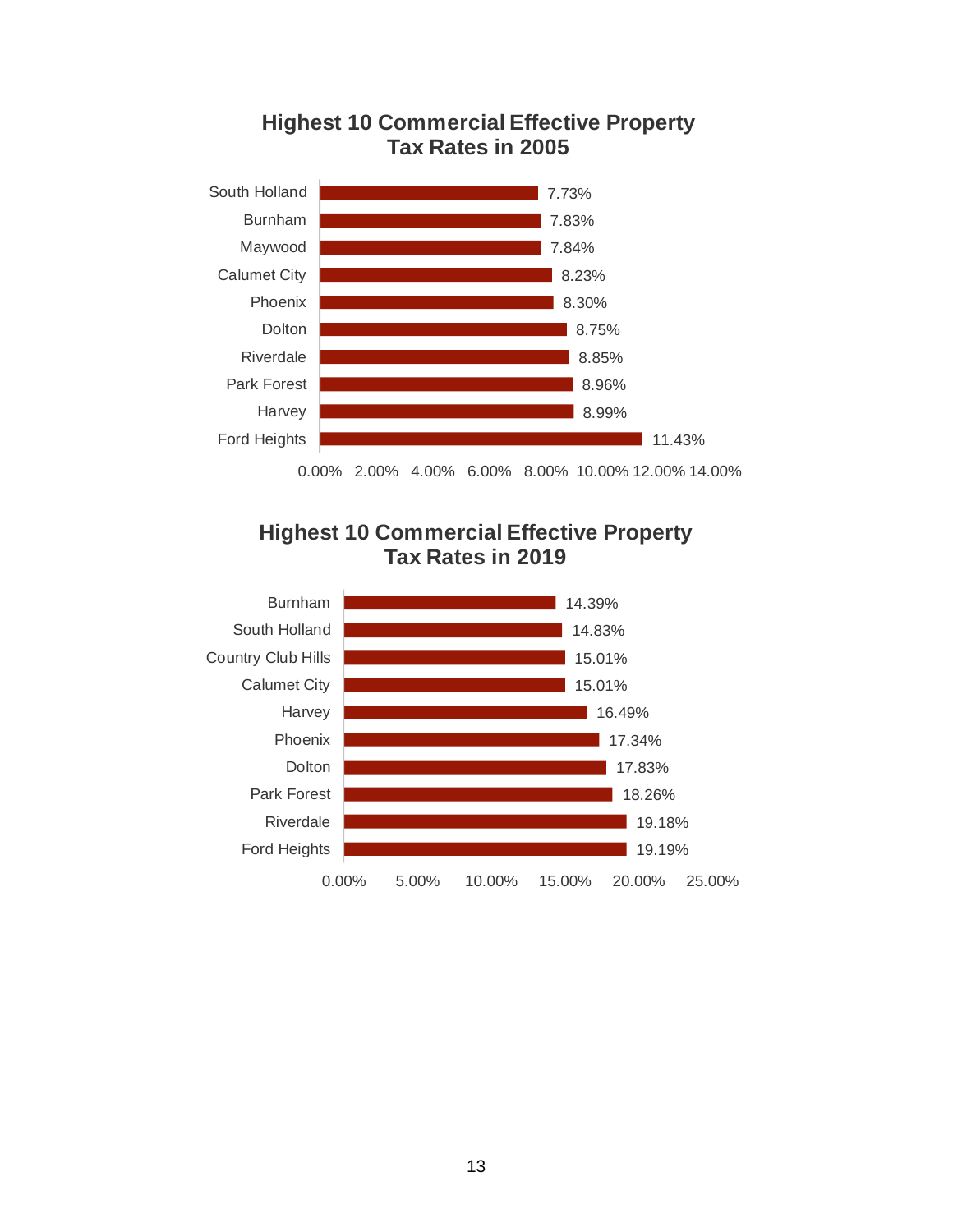## Highest 10 Commercial Effective Property Tax Rates in 2005

| Municipality | Rate |
|---|---|
| South Holland | 7.73% |
| Burnham | 7.83% |
| Maywood | 7.84% |
| Calumet City | 8.23% |
| Phoenix | 8.30% |
| Dolton | 8.75% |
| Riverdale | 8.85% |
| Park Forest | 8.96% |
| Harvey | 8.99% |
| Ford Heights | 11.43% |

## Highest 10 Commercial Effective Property Tax Rates in 2019

| Municipality | Rate |
|---|---|
| Burnham | 14.39% |
| South Holland | 14.83% |
| Country Club Hills | 15.01% |
| Calumet City | 15.01% |
| Harvey | 16.49% |
| Phoenix | 17.34% |
| Dolton | 17.83% |
| Park Forest | 18.26% |
| Riverdale | 19.18% |
| Ford Heights | 19.19% |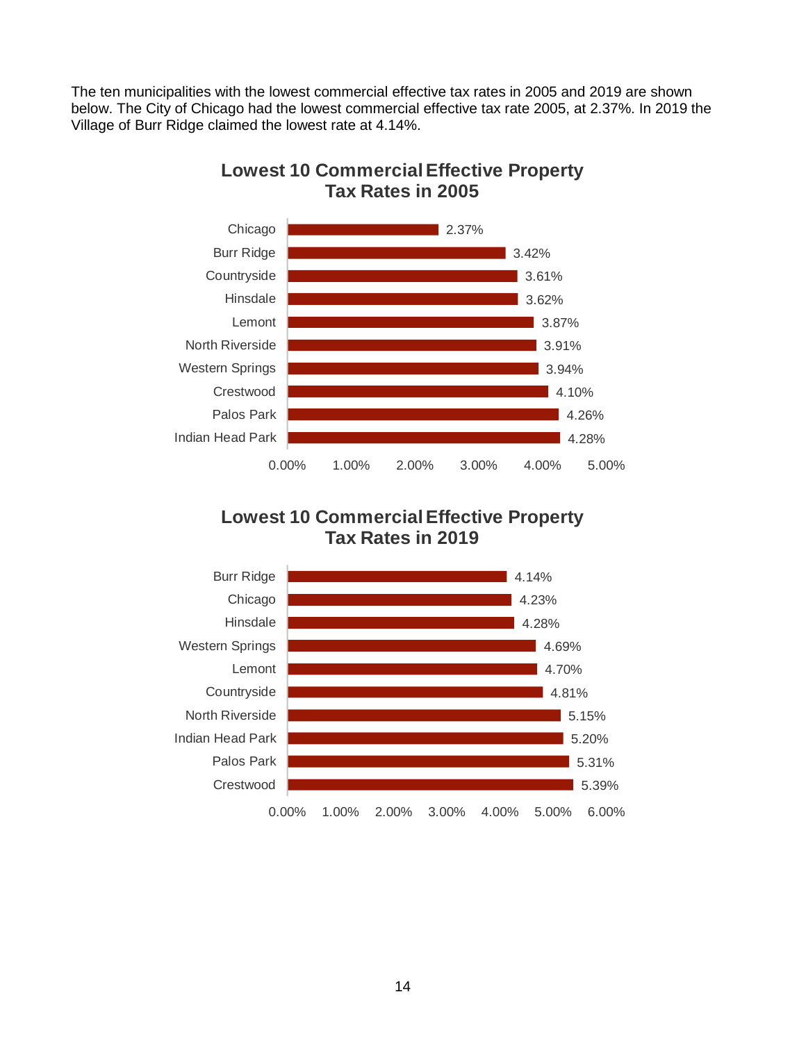The ten municipalities with the lowest commercial effective tax rates in 2005 and 2019 are shown below. The City of Chicago had the lowest commercial effective tax rate 2005, at 2.37%. In 2019 the Village of Burr Ridge claimed the lowest rate at 4.14%.

**Lowest 10 Commercial Effective Property Tax Rates in 2005**

| Municipality | Rate |
|---|---|
| Chicago | 2.37% |
| Burr Ridge | 3.42% |
| Countryside | 3.61% |
| Hinsdale | 3.62% |
| Lemont | 3.87% |
| North Riverside | 3.91% |
| Western Springs | 3.94% |
| Crestwood | 4.10% |
| Palos Park | 4.26% |
| Indian Head Park | 4.28% |

**Lowest 10 Commercial Effective Property Tax Rates in 2019**

| Municipality | Rate |
|---|---|
| Burr Ridge | 4.14% |
| Chicago | 4.23% |
| Hinsdale | 4.28% |
| Western Springs | 4.69% |
| Lemont | 4.70% |
| Countryside | 4.81% |
| North Riverside | 5.15% |
| Indian Head Park | 5.20% |
| Palos Park | 5.31% |
| Crestwood | 5.39% |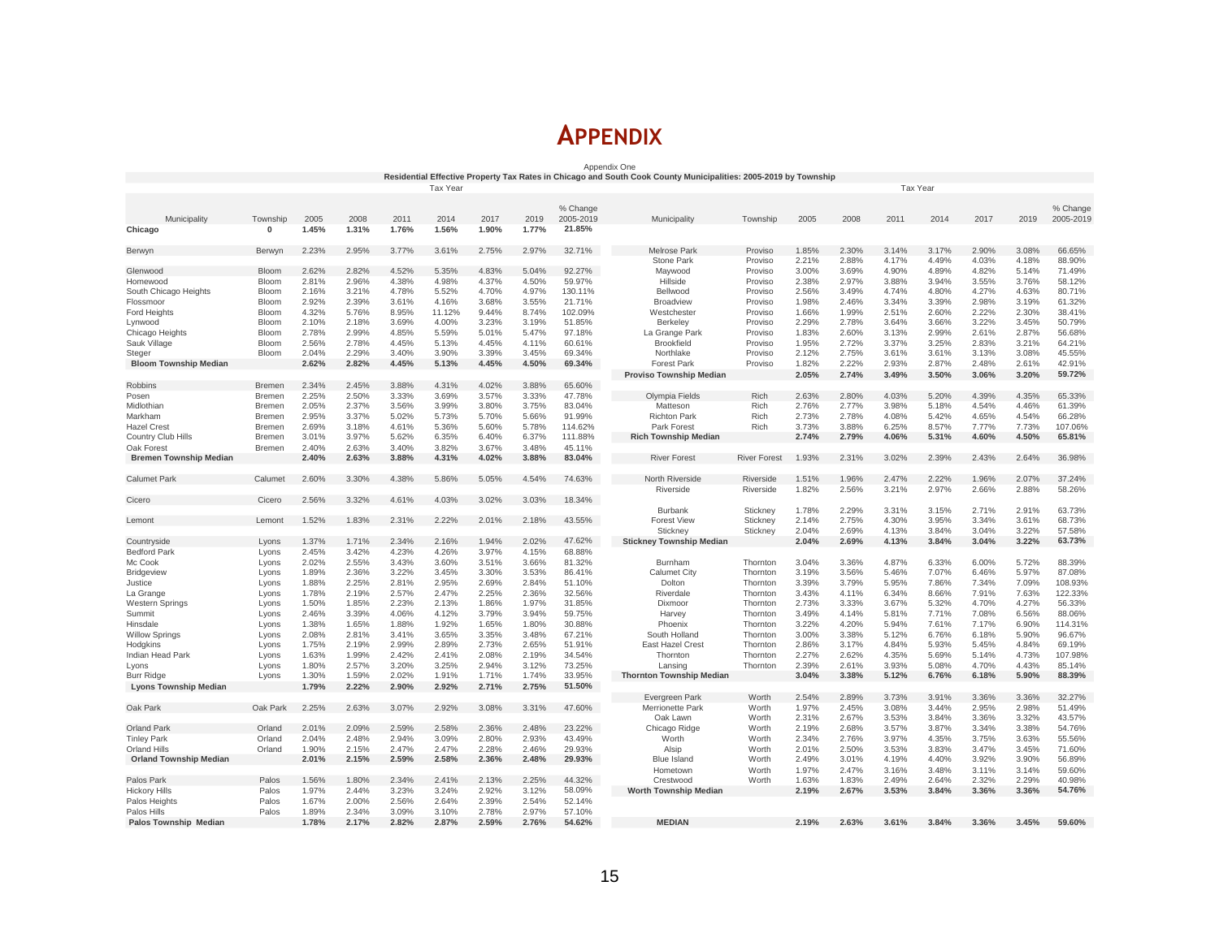# APPENDIX

Appendix One

**Residential Effective Property Tax Rates in Chicago and South Cook County Municipalities: 2005-2019 by Township**

| Municipality | Township | 2005 | 2008 | 2011 | 2014 | 2017 | 2019 | % Change 2005-2019 |
|---|---|---|---|---|---|---|---|---|
| **Chicago** | **0** | **1.45%** | **1.31%** | **1.76%** | **1.56%** | **1.90%** | **1.77%** | **21.85%** |
| Berwyn | Berwyn | 2.23% | 2.95% | 3.77% | 3.61% | 2.75% | 2.97% | 32.71% |
| Glenwood | Bloom | 2.62% | 2.82% | 4.52% | 5.35% | 4.83% | 5.04% | 92.27% |
| Homewood | Bloom | 2.81% | 2.96% | 4.38% | 4.98% | 4.37% | 4.50% | 59.97% |
| South Chicago Heights | Bloom | 2.16% | 3.21% | 4.78% | 5.52% | 4.70% | 4.97% | 130.11% |
| Flossmoor | Bloom | 2.92% | 2.39% | 3.61% | 4.16% | 3.68% | 3.55% | 21.71% |
| Ford Heights | Bloom | 4.32% | 5.76% | 8.95% | 11.12% | 9.44% | 8.74% | 102.09% |
| Lynwood | Bloom | 2.10% | 2.18% | 3.69% | 4.00% | 3.23% | 3.19% | 51.85% |
| Chicago Heights | Bloom | 2.78% | 2.99% | 4.85% | 5.59% | 5.01% | 5.47% | 97.18% |
| Sauk Village | Bloom | 2.56% | 2.78% | 4.45% | 5.13% | 4.45% | 4.11% | 60.61% |
| Steger | Bloom | 2.04% | 2.29% | 3.40% | 3.90% | 3.39% | 3.45% | 69.34% |
| **Bloom Township Median** | | **2.62%** | **2.82%** | **4.45%** | **5.13%** | **4.45%** | **4.50%** | **69.34%** |
| Robbins | Bremen | 2.34% | 2.45% | 3.88% | 4.31% | 4.02% | 3.88% | 65.60% |
| Posen | Bremen | 2.25% | 2.50% | 3.33% | 3.69% | 3.57% | 3.33% | 47.78% |
| Midlothian | Bremen | 2.05% | 2.37% | 3.56% | 3.99% | 3.80% | 3.75% | 83.04% |
| Markham | Bremen | 2.95% | 3.37% | 5.02% | 5.73% | 5.70% | 5.66% | 91.99% |
| Hazel Crest | Bremen | 2.69% | 3.18% | 4.61% | 5.36% | 5.60% | 5.78% | 114.62% |
| Country Club Hills | Bremen | 3.01% | 3.97% | 5.62% | 6.35% | 6.40% | 6.37% | 111.88% |
| Oak Forest | Bremen | 2.40% | 2.63% | 3.40% | 3.82% | 3.67% | 3.48% | 45.11% |
| **Bremen Township Median** | | **2.40%** | **2.63%** | **3.88%** | **4.31%** | **4.02%** | **3.88%** | **83.04%** |
| Calumet Park | Calumet | 2.60% | 3.30% | 4.38% | 5.86% | 5.05% | 4.54% | 74.63% |
| Cicero | Cicero | 2.56% | 3.32% | 4.61% | 4.03% | 3.02% | 3.03% | 18.34% |
| Lemont | Lemont | 1.52% | 1.83% | 2.31% | 2.22% | 2.01% | 2.18% | 43.55% |
| Countryside | Lyons | 1.37% | 1.71% | 2.34% | 2.16% | 1.94% | 2.02% | 47.62% |
| Bedford Park | Lyons | 2.45% | 3.42% | 4.23% | 4.26% | 3.97% | 4.15% | 68.88% |
| Mc Cook | Lyons | 2.02% | 2.55% | 3.43% | 3.60% | 3.51% | 3.66% | 81.32% |
| Bridgeview | Lyons | 1.89% | 2.36% | 3.22% | 3.45% | 3.30% | 3.53% | 86.41% |
| Justice | Lyons | 1.88% | 2.25% | 2.81% | 2.95% | 2.69% | 2.84% | 51.10% |
| La Grange | Lyons | 1.78% | 2.19% | 2.57% | 2.47% | 2.25% | 2.36% | 32.56% |
| Western Springs | Lyons | 1.50% | 1.85% | 2.23% | 2.13% | 1.86% | 1.97% | 31.85% |
| Summit | Lyons | 2.46% | 3.39% | 4.06% | 4.12% | 3.79% | 3.94% | 59.75% |
| Hinsdale | Lyons | 1.38% | 1.65% | 1.88% | 1.92% | 1.65% | 1.80% | 30.88% |
| Willow Springs | Lyons | 2.08% | 2.81% | 3.41% | 3.65% | 3.35% | 3.48% | 67.21% |
| Hodgkins | Lyons | 1.75% | 2.19% | 2.99% | 2.89% | 2.73% | 2.65% | 51.91% |
| Indian Head Park | Lyons | 1.63% | 1.99% | 2.42% | 2.41% | 2.08% | 2.19% | 34.54% |
| Lyons | Lyons | 1.80% | 2.57% | 3.20% | 3.25% | 2.94% | 3.12% | 73.25% |
| Burr Ridge | Lyons | 1.30% | 1.59% | 2.02% | 1.91% | 1.71% | 1.74% | 33.95% |
| **Lyons Township Median** | | **1.79%** | **2.22%** | **2.90%** | **2.92%** | **2.71%** | **2.75%** | **51.50%** |
| Oak Park | Oak Park | 2.25% | 2.63% | 3.07% | 2.92% | 3.08% | 3.31% | 47.60% |
| Orland Park | Orland | 2.01% | 2.09% | 2.59% | 2.58% | 2.36% | 2.48% | 23.22% |
| Tinley Park | Orland | 2.04% | 2.48% | 2.94% | 3.09% | 2.80% | 2.93% | 43.49% |
| Orland Hills | Orland | 1.90% | 2.15% | 2.47% | 2.47% | 2.28% | 2.46% | 29.93% |
| **Orland Township Median** | | **2.01%** | **2.15%** | **2.59%** | **2.58%** | **2.36%** | **2.48%** | **29.93%** |
| Palos Park | Palos | 1.56% | 1.80% | 2.34% | 2.41% | 2.13% | 2.25% | 44.32% |
| Hickory Hills | Palos | 1.97% | 2.44% | 3.23% | 3.24% | 2.92% | 3.12% | 58.09% |
| Palos Heights | Palos | 1.67% | 2.00% | 2.56% | 2.64% | 2.39% | 2.54% | 52.14% |
| Palos Hills | Palos | 1.89% | 2.34% | 3.09% | 3.10% | 2.78% | 2.97% | 57.10% |
| **Palos Township Median** | | **1.78%** | **2.17%** | **2.82%** | **2.87%** | **2.59%** | **2.76%** | **54.62%** |
| Melrose Park | Proviso | 1.85% | 2.30% | 3.14% | 3.17% | 2.90% | 3.08% | 66.65% |
| Stone Park | Proviso | 2.21% | 2.88% | 4.17% | 4.49% | 4.03% | 4.18% | 88.90% |
| Maywood | Proviso | 3.00% | 3.69% | 4.90% | 4.89% | 4.82% | 5.14% | 71.49% |
| Hillside | Proviso | 2.38% | 2.97% | 3.88% | 3.94% | 3.55% | 3.76% | 58.12% |
| Bellwood | Proviso | 2.56% | 3.49% | 4.74% | 4.80% | 4.27% | 4.63% | 80.71% |
| Broadview | Proviso | 1.98% | 2.46% | 3.34% | 3.39% | 2.98% | 3.19% | 61.32% |
| Westchester | Proviso | 1.66% | 1.99% | 2.51% | 2.60% | 2.22% | 2.30% | 38.41% |
| Berkeley | Proviso | 2.29% | 2.78% | 3.64% | 3.66% | 3.22% | 3.45% | 50.79% |
| La Grange Park | Proviso | 1.83% | 2.60% | 3.13% | 2.99% | 2.61% | 2.87% | 56.68% |
| Brookfield | Proviso | 1.95% | 2.72% | 3.37% | 3.25% | 2.83% | 3.21% | 64.21% |
| Northlake | Proviso | 2.12% | 2.75% | 3.61% | 3.61% | 3.13% | 3.08% | 45.55% |
| Forest Park | Proviso | 1.82% | 2.22% | 2.93% | 2.87% | 2.48% | 2.61% | 42.91% |
| **Proviso Township Median** | | **2.05%** | **2.74%** | **3.49%** | **3.50%** | **3.06%** | **3.20%** | **59.72%** |
| Olympia Fields | Rich | 2.63% | 2.80% | 4.03% | 5.20% | 4.39% | 4.35% | 65.33% |
| Matteson | Rich | 2.76% | 2.77% | 3.98% | 5.18% | 4.54% | 4.46% | 61.39% |
| Richton Park | Rich | 2.73% | 2.78% | 4.08% | 5.42% | 4.65% | 4.54% | 66.28% |
| Park Forest | Rich | 3.73% | 3.88% | 6.25% | 8.57% | 7.77% | 7.73% | 107.06% |
| **Rich Township Median** | | **2.74%** | **2.79%** | **4.06%** | **5.31%** | **4.60%** | **4.50%** | **65.81%** |
| River Forest | River Forest | 1.93% | 2.31% | 3.02% | 2.39% | 2.43% | 2.64% | 36.98% |
| North Riverside | Riverside | 1.51% | 1.96% | 2.47% | 2.22% | 1.96% | 2.07% | 37.24% |
| Riverside | Riverside | 1.82% | 2.56% | 3.21% | 2.97% | 2.66% | 2.88% | 58.26% |
| Burbank | Stickney | 1.78% | 2.29% | 3.31% | 3.15% | 2.71% | 2.91% | 63.73% |
| Forest View | Stickney | 2.14% | 2.75% | 4.30% | 3.95% | 3.34% | 3.61% | 68.73% |
| Stickney | Stickney | 2.04% | 2.69% | 4.13% | 3.84% | 3.04% | 3.22% | 57.58% |
| **Stickney Township Median** | | **2.04%** | **2.69%** | **4.13%** | **3.84%** | **3.04%** | **3.22%** | **63.73%** |
| Burnham | Thornton | 3.04% | 3.36% | 4.87% | 6.33% | 6.00% | 5.72% | 88.39% |
| Calumet City | Thornton | 3.19% | 3.56% | 5.46% | 7.07% | 6.46% | 5.97% | 87.08% |
| Dolton | Thornton | 3.39% | 3.79% | 5.95% | 7.86% | 7.34% | 7.09% | 108.93% |
| Riverdale | Thornton | 3.43% | 4.11% | 6.34% | 8.66% | 7.91% | 7.63% | 122.33% |
| Dixmoor | Thornton | 2.73% | 3.33% | 3.67% | 5.32% | 4.70% | 4.27% | 56.33% |
| Harvey | Thornton | 3.49% | 4.14% | 5.81% | 7.71% | 7.08% | 6.56% | 88.06% |
| Phoenix | Thornton | 3.22% | 4.20% | 5.94% | 7.61% | 7.17% | 6.90% | 114.31% |
| South Holland | Thornton | 3.00% | 3.38% | 5.12% | 6.76% | 6.18% | 5.90% | 96.67% |
| East Hazel Crest | Thornton | 2.86% | 3.17% | 4.84% | 5.93% | 5.45% | 4.84% | 69.19% |
| Thornton | Thornton | 2.27% | 2.62% | 4.35% | 5.69% | 5.14% | 4.73% | 107.98% |
| Lansing | Thornton | 2.39% | 2.61% | 3.93% | 5.08% | 4.70% | 4.43% | 85.14% |
| **Thornton Township Median** | | **3.04%** | **3.38%** | **5.12%** | **6.76%** | **6.18%** | **5.90%** | **88.39%** |
| Evergreen Park | Worth | 2.54% | 2.89% | 3.73% | 3.91% | 3.36% | 3.36% | 32.27% |
| Merrionette Park | Worth | 1.97% | 2.45% | 3.08% | 3.44% | 2.95% | 2.98% | 51.49% |
| Oak Lawn | Worth | 2.31% | 2.67% | 3.53% | 3.84% | 3.36% | 3.32% | 43.57% |
| Chicago Ridge | Worth | 2.19% | 2.68% | 3.57% | 3.87% | 3.34% | 3.38% | 54.76% |
| Worth | Worth | 2.34% | 2.76% | 3.97% | 4.35% | 3.75% | 3.63% | 55.56% |
| Alsip | Worth | 2.01% | 2.50% | 3.53% | 3.83% | 3.47% | 3.45% | 71.60% |
| Blue Island | Worth | 2.49% | 3.01% | 4.19% | 4.40% | 3.92% | 3.90% | 56.89% |
| Hometown | Worth | 1.97% | 2.47% | 3.16% | 3.48% | 3.11% | 3.14% | 59.60% |
| Crestwood | Worth | 1.63% | 1.83% | 2.49% | 2.64% | 2.32% | 2.29% | 40.98% |
| **Worth Township Median** | | **2.19%** | **2.67%** | **3.53%** | **3.84%** | **3.36%** | **3.36%** | **54.76%** |
| **MEDIAN** | | **2.19%** | **2.63%** | **3.61%** | **3.84%** | **3.36%** | **3.45%** | **59.60%** |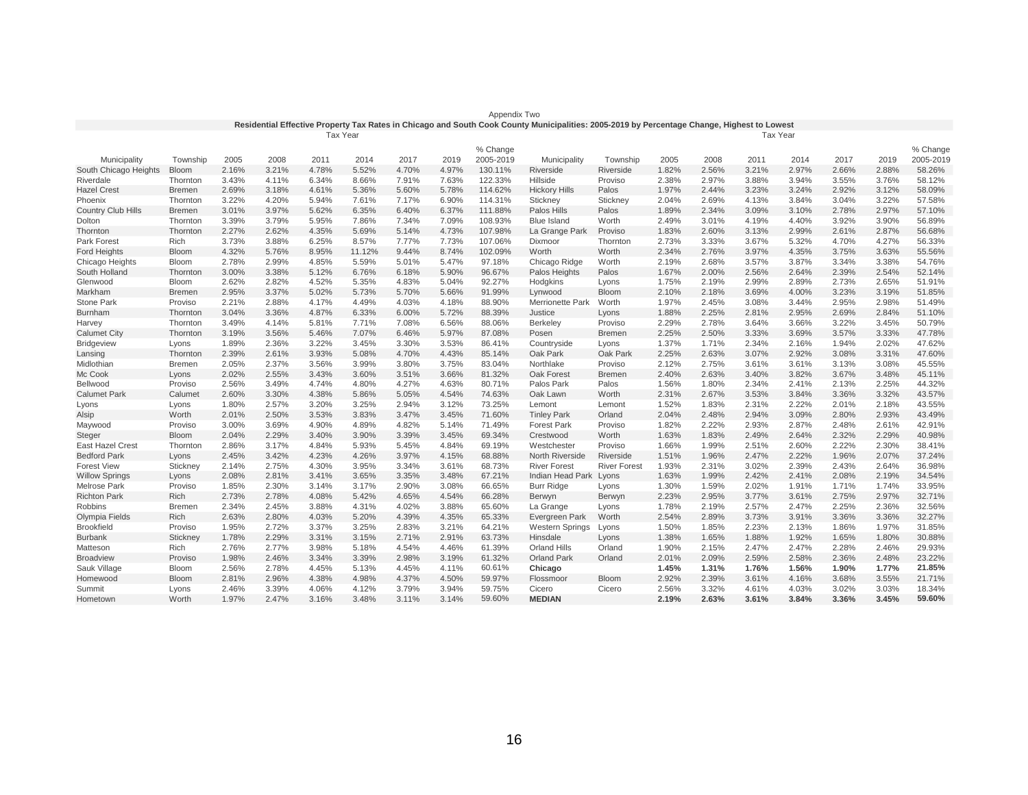Appendix Two

**Residential Effective Property Tax Rates in Chicago and South Cook County Municipalities: 2005-2019 by Percentage Change, Highest to Lowest**

| | | Tax Year | | | | | | | | | Tax Year | | | | | | |
|---|---|---|---|---|---|---|---|---|---|---|---|---|---|---|---|---|---|
| Municipality | Township | 2005 | 2008 | 2011 | 2014 | 2017 | 2019 | % Change 2005-2019 | Municipality | Township | 2005 | 2008 | 2011 | 2014 | 2017 | 2019 | % Change 2005-2019 |
| South Chicago Heights | Bloom | 2.16% | 3.21% | 4.78% | 5.52% | 4.70% | 4.97% | 130.11% | Riverside | Riverside | 1.82% | 2.56% | 3.21% | 2.97% | 2.66% | 2.88% | 58.26% |
| Riverdale | Thornton | 3.43% | 4.11% | 6.34% | 8.66% | 7.91% | 7.63% | 122.33% | Hillside | Proviso | 2.38% | 2.97% | 3.88% | 3.94% | 3.55% | 3.76% | 58.12% |
| Hazel Crest | Bremen | 2.69% | 3.18% | 4.61% | 5.36% | 5.60% | 5.78% | 114.62% | Hickory Hills | Palos | 1.97% | 2.44% | 3.23% | 3.24% | 2.92% | 3.12% | 58.09% |
| Phoenix | Thornton | 3.22% | 4.20% | 5.94% | 7.61% | 7.17% | 6.90% | 114.31% | Stickney | Stickney | 2.04% | 2.69% | 4.13% | 3.84% | 3.04% | 3.22% | 57.58% |
| Country Club Hills | Bremen | 3.01% | 3.97% | 5.62% | 6.35% | 6.40% | 6.37% | 111.88% | Palos Hills | Palos | 1.89% | 2.34% | 3.09% | 3.10% | 2.78% | 2.97% | 57.10% |
| Dolton | Thornton | 3.39% | 3.79% | 5.95% | 7.86% | 7.34% | 7.09% | 108.93% | Blue Island | Worth | 2.49% | 3.01% | 4.19% | 4.40% | 3.92% | 3.90% | 56.89% |
| Thornton | Thornton | 2.27% | 2.62% | 4.35% | 5.69% | 5.14% | 4.73% | 107.98% | La Grange Park | Proviso | 1.83% | 2.60% | 3.13% | 2.99% | 2.61% | 2.87% | 56.68% |
| Park Forest | Rich | 3.73% | 3.88% | 6.25% | 8.57% | 7.77% | 7.73% | 107.06% | Dixmoor | Thornton | 2.73% | 3.33% | 3.67% | 5.32% | 4.70% | 4.27% | 56.33% |
| Ford Heights | Bloom | 4.32% | 5.76% | 8.95% | 11.12% | 9.44% | 8.74% | 102.09% | Worth | Worth | 2.34% | 2.76% | 3.97% | 4.35% | 3.75% | 3.63% | 55.56% |
| Chicago Heights | Bloom | 2.78% | 2.99% | 4.85% | 5.59% | 5.01% | 5.47% | 97.18% | Chicago Ridge | Worth | 2.19% | 2.68% | 3.57% | 3.87% | 3.34% | 3.38% | 54.76% |
| South Holland | Thornton | 3.00% | 3.38% | 5.12% | 6.76% | 6.18% | 5.90% | 96.67% | Palos Heights | Palos | 1.67% | 2.00% | 2.56% | 2.64% | 2.39% | 2.54% | 52.14% |
| Glenwood | Bloom | 2.62% | 2.82% | 4.52% | 5.35% | 4.83% | 5.04% | 92.27% | Hodgkins | Lyons | 1.75% | 2.19% | 2.99% | 2.89% | 2.73% | 2.65% | 51.91% |
| Markham | Bremen | 2.95% | 3.37% | 5.02% | 5.73% | 5.70% | 5.66% | 91.99% | Lynwood | Bloom | 2.10% | 2.18% | 3.69% | 4.00% | 3.23% | 3.19% | 51.85% |
| Stone Park | Proviso | 2.21% | 2.88% | 4.17% | 4.49% | 4.03% | 4.18% | 88.90% | Merrionette Park | Worth | 1.97% | 2.45% | 3.08% | 3.44% | 2.95% | 2.98% | 51.49% |
| Burnham | Thornton | 3.04% | 3.36% | 4.87% | 6.33% | 6.00% | 5.72% | 88.39% | Justice | Lyons | 1.88% | 2.25% | 2.81% | 2.95% | 2.69% | 2.84% | 51.10% |
| Harvey | Thornton | 3.49% | 4.14% | 5.81% | 7.71% | 7.08% | 6.56% | 88.06% | Berkeley | Proviso | 2.29% | 2.78% | 3.64% | 3.66% | 3.22% | 3.45% | 50.79% |
| Calumet City | Thornton | 3.19% | 3.56% | 5.46% | 7.07% | 6.46% | 5.97% | 87.08% | Posen | Bremen | 2.25% | 2.50% | 3.33% | 3.69% | 3.57% | 3.33% | 47.78% |
| Bridgeview | Lyons | 1.89% | 2.36% | 3.22% | 3.45% | 3.30% | 3.53% | 86.41% | Countryside | Lyons | 1.37% | 1.71% | 2.34% | 2.16% | 1.94% | 2.02% | 47.62% |
| Lansing | Thornton | 2.39% | 2.61% | 3.93% | 5.08% | 4.70% | 4.43% | 85.14% | Oak Park | Oak Park | 2.25% | 2.63% | 3.07% | 2.92% | 3.08% | 3.31% | 47.60% |
| Midlothian | Bremen | 2.05% | 2.37% | 3.56% | 3.99% | 3.80% | 3.75% | 83.04% | Northlake | Proviso | 2.12% | 2.75% | 3.61% | 3.61% | 3.13% | 3.08% | 45.55% |
| Mc Cook | Lyons | 2.02% | 2.55% | 3.43% | 3.60% | 3.51% | 3.66% | 81.32% | Oak Forest | Bremen | 2.40% | 2.63% | 3.40% | 3.82% | 3.67% | 3.48% | 45.11% |
| Bellwood | Proviso | 2.56% | 3.49% | 4.74% | 4.80% | 4.27% | 4.63% | 80.71% | Palos Park | Palos | 1.56% | 1.80% | 2.34% | 2.41% | 2.13% | 2.25% | 44.32% |
| Calumet Park | Calumet | 2.60% | 3.30% | 4.38% | 5.86% | 5.05% | 4.54% | 74.63% | Oak Lawn | Worth | 2.31% | 2.67% | 3.53% | 3.84% | 3.36% | 3.32% | 43.57% |
| Lyons | Lyons | 1.80% | 2.57% | 3.20% | 3.25% | 2.94% | 3.12% | 73.25% | Lemont | Lemont | 1.52% | 1.83% | 2.31% | 2.22% | 2.01% | 2.18% | 43.55% |
| Alsip | Worth | 2.01% | 2.50% | 3.53% | 3.83% | 3.47% | 3.45% | 71.60% | Tinley Park | Orland | 2.04% | 2.48% | 2.94% | 3.09% | 2.80% | 2.93% | 43.49% |
| Maywood | Proviso | 3.00% | 3.69% | 4.90% | 4.89% | 4.82% | 5.14% | 71.49% | Forest Park | Proviso | 1.82% | 2.22% | 2.93% | 2.87% | 2.48% | 2.61% | 42.91% |
| Steger | Bloom | 2.04% | 2.29% | 3.40% | 3.90% | 3.39% | 3.45% | 69.34% | Crestwood | Worth | 1.63% | 1.83% | 2.49% | 2.64% | 2.32% | 2.29% | 40.98% |
| East Hazel Crest | Thornton | 2.86% | 3.17% | 4.84% | 5.93% | 5.45% | 4.84% | 69.19% | Westchester | Proviso | 1.66% | 1.99% | 2.51% | 2.60% | 2.22% | 2.30% | 38.41% |
| Bedford Park | Lyons | 2.45% | 3.42% | 4.23% | 4.26% | 3.97% | 4.15% | 68.88% | North Riverside | Riverside | 1.51% | 1.96% | 2.47% | 2.22% | 1.96% | 2.07% | 37.24% |
| Forest View | Stickney | 2.14% | 2.75% | 4.30% | 3.95% | 3.34% | 3.61% | 68.73% | River Forest | River Forest | 1.93% | 2.31% | 3.02% | 2.39% | 2.43% | 2.64% | 36.98% |
| Willow Springs | Lyons | 2.08% | 2.81% | 3.41% | 3.65% | 3.35% | 3.48% | 67.21% | Indian Head Park | Lyons | 1.63% | 1.99% | 2.42% | 2.41% | 2.08% | 2.19% | 34.54% |
| Melrose Park | Proviso | 1.85% | 2.30% | 3.14% | 3.17% | 2.90% | 3.08% | 66.65% | Burr Ridge | Lyons | 1.30% | 1.59% | 2.02% | 1.91% | 1.71% | 1.74% | 33.95% |
| Richton Park | Rich | 2.73% | 2.78% | 4.08% | 5.42% | 4.65% | 4.54% | 66.28% | Berwyn | Berwyn | 2.23% | 2.95% | 3.77% | 3.61% | 2.75% | 2.97% | 32.71% |
| Robbins | Bremen | 2.34% | 2.45% | 3.88% | 4.31% | 4.02% | 3.88% | 65.60% | La Grange | Lyons | 1.78% | 2.19% | 2.57% | 2.47% | 2.25% | 2.36% | 32.56% |
| Olympia Fields | Rich | 2.63% | 2.80% | 4.03% | 5.20% | 4.39% | 4.35% | 65.33% | Evergreen Park | Worth | 2.54% | 2.89% | 3.73% | 3.91% | 3.36% | 3.36% | 32.27% |
| Brookfield | Proviso | 1.95% | 2.72% | 3.37% | 3.25% | 2.83% | 3.21% | 64.21% | Western Springs | Lyons | 1.50% | 1.85% | 2.23% | 2.13% | 1.86% | 1.97% | 31.85% |
| Burbank | Stickney | 1.78% | 2.29% | 3.31% | 3.15% | 2.71% | 2.91% | 63.73% | Hinsdale | Lyons | 1.38% | 1.65% | 1.88% | 1.92% | 1.65% | 1.80% | 30.88% |
| Matteson | Rich | 2.76% | 2.77% | 3.98% | 5.18% | 4.54% | 4.46% | 61.39% | Orland Hills | Orland | 1.90% | 2.15% | 2.47% | 2.47% | 2.28% | 2.46% | 29.93% |
| Broadview | Proviso | 1.98% | 2.46% | 3.34% | 3.39% | 2.98% | 3.19% | 61.32% | Orland Park | Orland | 2.01% | 2.09% | 2.59% | 2.58% | 2.36% | 2.48% | 23.22% |
| Sauk Village | Bloom | 2.56% | 2.78% | 4.45% | 5.13% | 4.45% | 4.11% | 60.61% | **Chicago** | | **1.45%** | **1.31%** | **1.76%** | **1.56%** | **1.90%** | **1.77%** | **21.85%** |
| Homewood | Bloom | 2.81% | 2.96% | 4.38% | 4.98% | 4.37% | 4.50% | 59.97% | Flossmoor | Bloom | 2.92% | 2.39% | 3.61% | 4.16% | 3.68% | 3.55% | 21.71% |
| Summit | Lyons | 2.46% | 3.39% | 4.06% | 4.12% | 3.79% | 3.94% | 59.75% | Cicero | Cicero | 2.56% | 3.32% | 4.61% | 4.03% | 3.02% | 3.03% | 18.34% |
| Hometown | Worth | 1.97% | 2.47% | 3.16% | 3.48% | 3.11% | 3.14% | 59.60% | **MEDIAN** | | **2.19%** | **2.63%** | **3.61%** | **3.84%** | **3.36%** | **3.45%** | **59.60%** |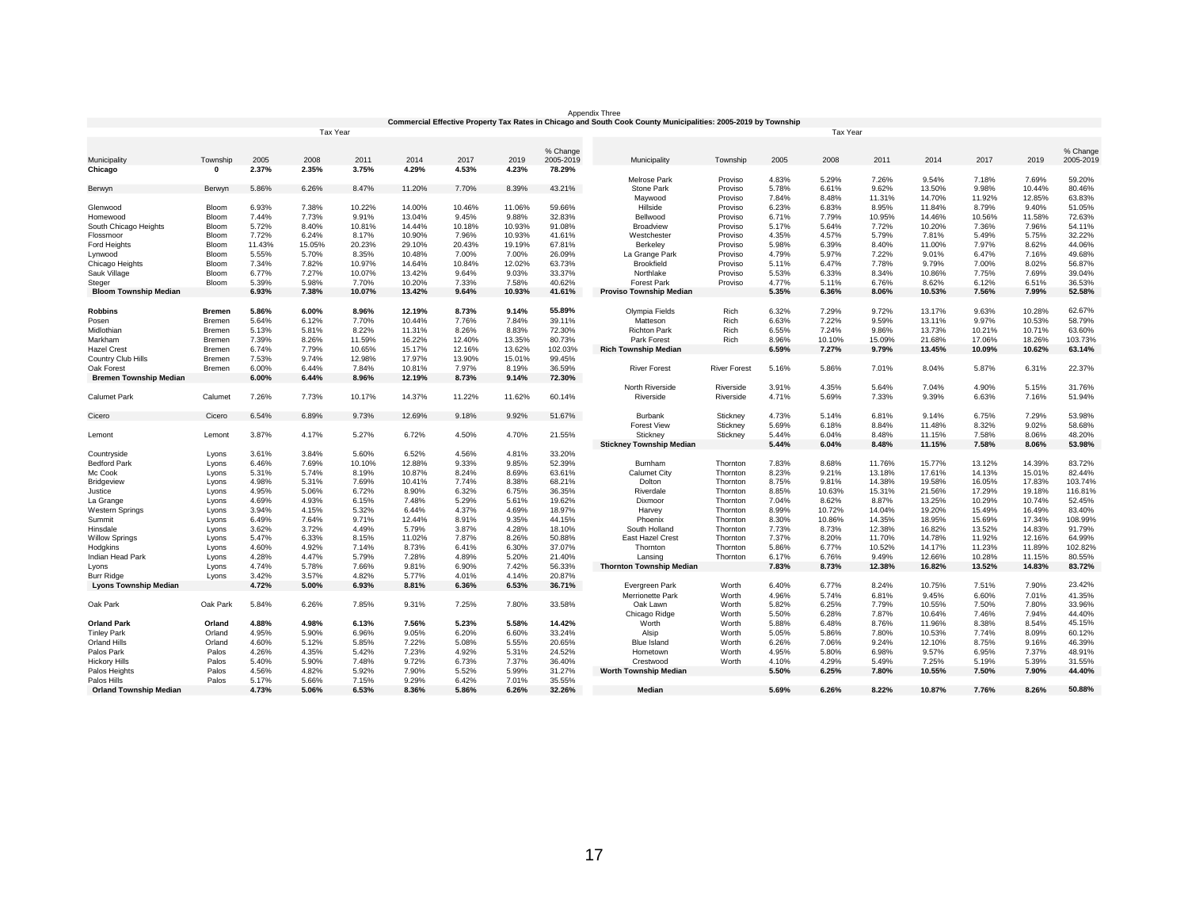Appendix Three

**Commercial Effective Property Tax Rates in Chicago and South Cook County Municipalities: 2005-2019 by Township**

| Municipality | Township | 2005 | 2008 | 2011 | 2014 | 2017 | 2019 | % Change 2005-2019 |
|---|---|---|---|---|---|---|---|---|
| **Chicago** | **0** | **2.37%** | **2.35%** | **3.75%** | **4.29%** | **4.53%** | **4.23%** | **78.29%** |
| Berwyn | Berwyn | 5.86% | 6.26% | 8.47% | 11.20% | 7.70% | 8.39% | 43.21% |
| Glenwood | Bloom | 6.93% | 7.38% | 10.22% | 14.00% | 10.46% | 11.06% | 59.66% |
| Homewood | Bloom | 7.44% | 7.73% | 9.91% | 13.04% | 9.45% | 9.88% | 32.83% |
| South Chicago Heights | Bloom | 5.72% | 8.40% | 10.81% | 14.44% | 10.18% | 10.93% | 91.08% |
| Flossmoor | Bloom | 7.72% | 6.24% | 8.17% | 10.90% | 7.96% | 10.93% | 41.61% |
| Ford Heights | Bloom | 11.43% | 15.05% | 20.23% | 29.10% | 20.43% | 19.19% | 67.81% |
| Lynwood | Bloom | 5.55% | 5.70% | 8.35% | 10.48% | 7.00% | 7.00% | 26.09% |
| Chicago Heights | Bloom | 7.34% | 7.82% | 10.97% | 14.64% | 10.84% | 12.02% | 63.73% |
| Sauk Village | Bloom | 6.77% | 7.27% | 10.07% | 13.42% | 9.64% | 9.03% | 33.37% |
| Steger | Bloom | 5.39% | 5.98% | 7.70% | 10.20% | 7.33% | 7.58% | 40.62% |
| **Bloom Township Median** | | **6.93%** | **7.38%** | **10.07%** | **13.42%** | **9.64%** | **10.93%** | **41.61%** |
| **Robbins** | **Bremen** | **5.86%** | **6.00%** | **8.96%** | **12.19%** | **8.73%** | **9.14%** | **55.89%** |
| Posen | Bremen | 5.64% | 6.12% | 7.70% | 10.44% | 7.76% | 7.84% | 39.11% |
| Midlothian | Bremen | 5.13% | 5.81% | 8.22% | 11.31% | 8.26% | 8.83% | 72.30% |
| Markham | Bremen | 7.39% | 8.26% | 11.59% | 16.22% | 12.40% | 13.35% | 80.73% |
| Hazel Crest | Bremen | 6.74% | 7.79% | 10.65% | 15.17% | 12.16% | 13.62% | 102.03% |
| Country Club Hills | Bremen | 7.53% | 9.74% | 12.98% | 17.97% | 13.90% | 15.01% | 99.45% |
| Oak Forest | Bremen | 6.00% | 6.44% | 7.84% | 10.81% | 7.97% | 8.19% | 36.59% |
| **Bremen Township Median** | | **6.00%** | **6.44%** | **8.96%** | **12.19%** | **8.73%** | **9.14%** | **72.30%** |
| Calumet Park | Calumet | 7.26% | 7.73% | 10.17% | 14.37% | 11.22% | 11.62% | 60.14% |
| Cicero | Cicero | 6.54% | 6.89% | 9.73% | 12.69% | 9.18% | 9.92% | 51.67% |
| Lemont | Lemont | 3.87% | 4.17% | 5.27% | 6.72% | 4.50% | 4.70% | 21.55% |
| Countryside | Lyons | 3.61% | 3.84% | 5.60% | 6.52% | 4.56% | 4.81% | 33.20% |
| Bedford Park | Lyons | 6.46% | 7.69% | 10.10% | 12.88% | 9.33% | 9.85% | 52.39% |
| Mc Cook | Lyons | 5.31% | 5.74% | 8.19% | 10.87% | 8.24% | 8.69% | 63.61% |
| Bridgeview | Lyons | 4.98% | 5.31% | 7.69% | 10.41% | 7.74% | 8.38% | 68.21% |
| Justice | Lyons | 4.95% | 5.06% | 6.72% | 8.90% | 6.32% | 6.75% | 36.35% |
| La Grange | Lyons | 4.69% | 4.93% | 6.15% | 7.48% | 5.29% | 5.61% | 19.62% |
| Western Springs | Lyons | 3.94% | 4.15% | 5.32% | 6.44% | 4.37% | 4.69% | 18.97% |
| Summit | Lyons | 6.49% | 7.64% | 9.71% | 12.44% | 8.91% | 9.35% | 44.15% |
| Hinsdale | Lyons | 3.62% | 3.72% | 4.49% | 5.79% | 3.87% | 4.28% | 18.10% |
| Willow Springs | Lyons | 5.47% | 6.33% | 8.15% | 11.02% | 7.87% | 8.26% | 50.88% |
| Hodgkins | Lyons | 4.60% | 4.92% | 7.14% | 8.73% | 6.41% | 6.30% | 37.07% |
| Indian Head Park | Lyons | 4.28% | 4.47% | 5.79% | 7.28% | 4.89% | 5.20% | 21.40% |
| Lyons | Lyons | 4.74% | 5.78% | 7.66% | 9.81% | 6.90% | 7.42% | 56.33% |
| Burr Ridge | Lyons | 3.42% | 3.57% | 4.82% | 5.77% | 4.01% | 4.14% | 20.87% |
| **Lyons Township Median** | | **4.72%** | **5.00%** | **6.93%** | **8.81%** | **6.36%** | **6.53%** | **36.71%** |
| Oak Park | Oak Park | 5.84% | 6.26% | 7.85% | 9.31% | 7.25% | 7.80% | 33.58% |
| **Orland Park** | **Orland** | **4.88%** | **4.98%** | **6.13%** | **7.56%** | **5.23%** | **5.58%** | **14.42%** |
| Tinley Park | Orland | 4.95% | 5.90% | 6.96% | 9.05% | 6.20% | 6.60% | 33.24% |
| Orland Hills | Orland | 4.60% | 5.12% | 5.85% | 7.22% | 5.08% | 5.55% | 20.65% |
| Palos Park | Palos | 4.26% | 4.35% | 5.42% | 7.23% | 4.92% | 5.31% | 24.52% |
| Hickory Hills | Palos | 5.40% | 5.90% | 7.48% | 9.72% | 6.73% | 7.37% | 36.40% |
| Palos Heights | Palos | 4.56% | 4.82% | 5.92% | 7.90% | 5.52% | 5.99% | 31.27% |
| Palos Hills | Palos | 5.17% | 5.66% | 7.15% | 9.29% | 6.42% | 7.01% | 35.55% |
| **Orland Township Median** | | **4.73%** | **5.06%** | **6.53%** | **8.36%** | **5.86%** | **6.26%** | **32.26%** |
| Melrose Park | Proviso | 4.83% | 5.29% | 7.26% | 9.54% | 7.18% | 7.69% | 59.20% |
| Stone Park | Proviso | 5.78% | 6.61% | 9.62% | 13.50% | 9.98% | 10.44% | 80.46% |
| Maywood | Proviso | 7.84% | 8.48% | 11.31% | 14.70% | 11.92% | 12.85% | 63.83% |
| Hillside | Proviso | 6.23% | 6.83% | 8.95% | 11.84% | 8.79% | 9.40% | 51.05% |
| Bellwood | Proviso | 6.71% | 7.79% | 10.95% | 14.46% | 10.56% | 11.58% | 72.63% |
| Broadview | Proviso | 5.17% | 5.64% | 7.72% | 10.20% | 7.36% | 7.96% | 54.11% |
| Westchester | Proviso | 4.35% | 4.57% | 5.79% | 7.81% | 5.49% | 5.75% | 32.22% |
| Berkeley | Proviso | 5.98% | 6.39% | 8.40% | 11.00% | 7.97% | 8.62% | 44.06% |
| La Grange Park | Proviso | 4.79% | 5.97% | 7.22% | 9.01% | 6.47% | 7.16% | 49.68% |
| Brookfield | Proviso | 5.11% | 6.47% | 7.78% | 9.79% | 7.00% | 8.02% | 56.87% |
| Northlake | Proviso | 5.53% | 6.33% | 8.34% | 10.86% | 7.75% | 7.69% | 39.04% |
| Forest Park | Proviso | 4.77% | 5.11% | 6.76% | 8.62% | 6.12% | 6.51% | 36.53% |
| **Proviso Township Median** | | **5.35%** | **6.36%** | **8.06%** | **10.53%** | **7.56%** | **7.99%** | **52.58%** |
| Olympia Fields | Rich | 6.32% | 7.29% | 9.72% | 13.17% | 9.63% | 10.28% | 62.67% |
| Matteson | Rich | 6.63% | 7.22% | 9.59% | 13.11% | 9.97% | 10.53% | 58.79% |
| Richton Park | Rich | 6.55% | 7.24% | 9.86% | 13.73% | 10.21% | 10.71% | 63.60% |
| Park Forest | Rich | 8.96% | 10.10% | 15.09% | 21.68% | 17.06% | 18.26% | 103.73% |
| **Rich Township Median** | | **6.59%** | **7.27%** | **9.79%** | **13.45%** | **10.09%** | **10.62%** | **63.14%** |
| River Forest | River Forest | 5.16% | 5.86% | 7.01% | 8.04% | 5.87% | 6.31% | 22.37% |
| North Riverside | Riverside | 3.91% | 4.35% | 5.64% | 7.04% | 4.90% | 5.15% | 31.76% |
| Riverside | Riverside | 4.71% | 5.69% | 7.33% | 9.39% | 6.63% | 7.16% | 51.94% |
| Burbank | Stickney | 4.73% | 5.14% | 6.81% | 9.14% | 6.75% | 7.29% | 53.98% |
| Forest View | Stickney | 5.69% | 6.18% | 8.84% | 11.48% | 8.32% | 9.02% | 58.68% |
| Stickney | Stickney | 5.44% | 6.04% | 8.48% | 11.15% | 7.58% | 8.06% | 48.20% |
| **Stickney Township Median** | | **5.44%** | **6.04%** | **8.48%** | **11.15%** | **7.58%** | **8.06%** | **53.98%** |
| Burnham | Thornton | 7.83% | 8.68% | 11.76% | 15.77% | 13.12% | 14.39% | 83.72% |
| Calumet City | Thornton | 8.23% | 9.21% | 13.18% | 17.61% | 14.13% | 15.01% | 82.44% |
| Dolton | Thornton | 8.75% | 9.81% | 14.38% | 19.58% | 16.05% | 17.83% | 103.74% |
| Riverdale | Thornton | 8.85% | 10.63% | 15.31% | 21.56% | 17.29% | 19.18% | 116.81% |
| Dixmoor | Thornton | 7.04% | 8.62% | 8.87% | 13.25% | 10.29% | 10.74% | 52.45% |
| Harvey | Thornton | 8.99% | 10.72% | 14.04% | 19.20% | 15.49% | 16.49% | 83.40% |
| Phoenix | Thornton | 8.30% | 10.86% | 14.35% | 18.95% | 15.69% | 17.34% | 108.99% |
| South Holland | Thornton | 7.73% | 8.73% | 12.38% | 16.82% | 13.52% | 14.83% | 91.79% |
| East Hazel Crest | Thornton | 7.37% | 8.20% | 11.70% | 14.78% | 11.92% | 12.16% | 64.99% |
| Thornton | Thornton | 5.86% | 6.77% | 10.52% | 14.17% | 11.23% | 11.89% | 102.82% |
| Lansing | Thornton | 6.17% | 6.76% | 9.49% | 12.66% | 10.28% | 11.15% | 80.55% |
| **Thornton Township Median** | | **7.83%** | **8.73%** | **12.38%** | **16.82%** | **13.52%** | **14.83%** | **83.72%** |
| Evergreen Park | Worth | 6.40% | 6.77% | 8.24% | 10.75% | 7.51% | 7.90% | 23.42% |
| Merrionette Park | Worth | 4.96% | 5.74% | 6.81% | 9.45% | 6.60% | 7.01% | 41.35% |
| Oak Lawn | Worth | 5.82% | 6.25% | 7.79% | 10.55% | 7.50% | 7.80% | 33.96% |
| Chicago Ridge | Worth | 5.50% | 6.28% | 7.87% | 10.64% | 7.46% | 7.94% | 44.40% |
| Worth | Worth | 5.88% | 6.48% | 8.76% | 11.96% | 8.38% | 8.54% | 45.15% |
| Alsip | Worth | 5.05% | 5.86% | 7.80% | 10.53% | 7.74% | 8.09% | 60.12% |
| Blue Island | Worth | 6.26% | 7.06% | 9.24% | 12.10% | 8.75% | 9.16% | 46.39% |
| Hometown | Worth | 4.95% | 5.80% | 6.98% | 9.57% | 6.95% | 7.37% | 48.91% |
| Crestwood | Worth | 4.10% | 4.29% | 5.49% | 7.25% | 5.19% | 5.39% | 31.55% |
| **Worth Township Median** | | **5.50%** | **6.25%** | **7.80%** | **10.55%** | **7.50%** | **7.90%** | **44.40%** |
| **Median** | | **5.69%** | **6.26%** | **8.22%** | **10.87%** | **7.76%** | **8.26%** | **50.88%** |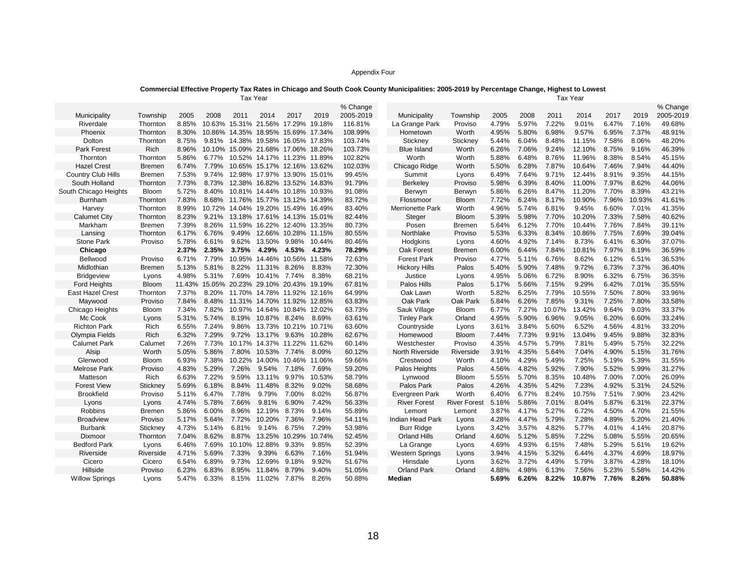Appendix Four

**Commercial Effective Property Tax Rates in Chicago and South Cook County Municipalities: 2005-2019 by Percentage Change, Highest to Lowest**

| Municipality | Township | 2005 | 2008 | 2011 | 2014 | 2017 | 2019 | % Change 2005-2019 |
|---|---|---|---|---|---|---|---|---|
| | | Tax Year | | | | | | |
| Riverdale | Thornton | 8.85% | 10.63% | 15.31% | 21.56% | 17.29% | 19.18% | 116.81% |
| Phoenix | Thornton | 8.30% | 10.86% | 14.35% | 18.95% | 15.69% | 17.34% | 108.99% |
| Dolton | Thornton | 8.75% | 9.81% | 14.38% | 19.58% | 16.05% | 17.83% | 103.74% |
| Park Forest | Rich | 8.96% | 10.10% | 15.09% | 21.68% | 17.06% | 18.26% | 103.73% |
| Thornton | Thornton | 5.86% | 6.77% | 10.52% | 14.17% | 11.23% | 11.89% | 102.82% |
| Hazel Crest | Bremen | 6.74% | 7.79% | 10.65% | 15.17% | 12.16% | 13.62% | 102.03% |
| Country Club Hills | Bremen | 7.53% | 9.74% | 12.98% | 17.97% | 13.90% | 15.01% | 99.45% |
| South Holland | Thornton | 7.73% | 8.73% | 12.38% | 16.82% | 13.52% | 14.83% | 91.79% |
| South Chicago Heights | Bloom | 5.72% | 8.40% | 10.81% | 14.44% | 10.18% | 10.93% | 91.08% |
| Burnham | Thornton | 7.83% | 8.68% | 11.76% | 15.77% | 13.12% | 14.39% | 83.72% |
| Harvey | Thornton | 8.99% | 10.72% | 14.04% | 19.20% | 15.49% | 16.49% | 83.40% |
| Calumet City | Thornton | 8.23% | 9.21% | 13.18% | 17.61% | 14.13% | 15.01% | 82.44% |
| Markham | Bremen | 7.39% | 8.26% | 11.59% | 16.22% | 12.40% | 13.35% | 80.73% |
| Lansing | Thornton | 6.17% | 6.76% | 9.49% | 12.66% | 10.28% | 11.15% | 80.55% |
| Stone Park | Proviso | 5.78% | 6.61% | 9.62% | 13.50% | 9.98% | 10.44% | 80.46% |
| **Chicago** | | **2.37%** | **2.35%** | **3.75%** | **4.29%** | **4.53%** | **4.23%** | **78.29%** |
| Bellwood | Proviso | 6.71% | 7.79% | 10.95% | 14.46% | 10.56% | 11.58% | 72.63% |
| Midlothian | Bremen | 5.13% | 5.81% | 8.22% | 11.31% | 8.26% | 8.83% | 72.30% |
| Bridgeview | Lyons | 4.98% | 5.31% | 7.69% | 10.41% | 7.74% | 8.38% | 68.21% |
| Ford Heights | Bloom | 11.43% | 15.05% | 20.23% | 29.10% | 20.43% | 19.19% | 67.81% |
| East Hazel Crest | Thornton | 7.37% | 8.20% | 11.70% | 14.78% | 11.92% | 12.16% | 64.99% |
| Maywood | Proviso | 7.84% | 8.48% | 11.31% | 14.70% | 11.92% | 12.85% | 63.83% |
| Chicago Heights | Bloom | 7.34% | 7.82% | 10.97% | 14.64% | 10.84% | 12.02% | 63.73% |
| Mc Cook | Lyons | 5.31% | 5.74% | 8.19% | 10.87% | 8.24% | 8.69% | 63.61% |
| Richton Park | Rich | 6.55% | 7.24% | 9.86% | 13.73% | 10.21% | 10.71% | 63.60% |
| Olympia Fields | Rich | 6.32% | 7.29% | 9.72% | 13.17% | 9.63% | 10.28% | 62.67% |
| Calumet Park | Calumet | 7.26% | 7.73% | 10.17% | 14.37% | 11.22% | 11.62% | 60.14% |
| Alsip | Worth | 5.05% | 5.86% | 7.80% | 10.53% | 7.74% | 8.09% | 60.12% |
| Glenwood | Bloom | 6.93% | 7.38% | 10.22% | 14.00% | 10.46% | 11.06% | 59.66% |
| Melrose Park | Proviso | 4.83% | 5.29% | 7.26% | 9.54% | 7.18% | 7.69% | 59.20% |
| Matteson | Rich | 6.63% | 7.22% | 9.59% | 13.11% | 9.97% | 10.53% | 58.79% |
| Forest View | Stickney | 5.69% | 6.18% | 8.84% | 11.48% | 8.32% | 9.02% | 58.68% |
| Brookfield | Proviso | 5.11% | 6.47% | 7.78% | 9.79% | 7.00% | 8.02% | 56.87% |
| Lyons | Lyons | 4.74% | 5.78% | 7.66% | 9.81% | 6.90% | 7.42% | 56.33% |
| Robbins | Bremen | 5.86% | 6.00% | 8.96% | 12.19% | 8.73% | 9.14% | 55.89% |
| Broadview | Proviso | 5.17% | 5.64% | 7.72% | 10.20% | 7.36% | 7.96% | 54.11% |
| Burbank | Stickney | 4.73% | 5.14% | 6.81% | 9.14% | 6.75% | 7.29% | 53.98% |
| Dixmoor | Thornton | 7.04% | 8.62% | 8.87% | 13.25% | 10.29% | 10.74% | 52.45% |
| Bedford Park | Lyons | 6.46% | 7.69% | 10.10% | 12.88% | 9.33% | 9.85% | 52.39% |
| Riverside | Riverside | 4.71% | 5.69% | 7.33% | 9.39% | 6.63% | 7.16% | 51.94% |
| Cicero | Cicero | 6.54% | 6.89% | 9.73% | 12.69% | 9.18% | 9.92% | 51.67% |
| Hillside | Proviso | 6.23% | 6.83% | 8.95% | 11.84% | 8.79% | 9.40% | 51.05% |
| Willow Springs | Lyons | 5.47% | 6.33% | 8.15% | 11.02% | 7.87% | 8.26% | 50.88% |
| La Grange Park | Proviso | 4.79% | 5.97% | 7.22% | 9.01% | 6.47% | 7.16% | 49.68% |
| Hometown | Worth | 4.95% | 5.80% | 6.98% | 9.57% | 6.95% | 7.37% | 48.91% |
| Stickney | Stickney | 5.44% | 6.04% | 8.48% | 11.15% | 7.58% | 8.06% | 48.20% |
| Blue Island | Worth | 6.26% | 7.06% | 9.24% | 12.10% | 8.75% | 9.16% | 46.39% |
| Worth | Worth | 5.88% | 6.48% | 8.76% | 11.96% | 8.38% | 8.54% | 45.15% |
| Chicago Ridge | Worth | 5.50% | 6.28% | 7.87% | 10.64% | 7.46% | 7.94% | 44.40% |
| Summit | Lyons | 6.49% | 7.64% | 9.71% | 12.44% | 8.91% | 9.35% | 44.15% |
| Berkeley | Proviso | 5.98% | 6.39% | 8.40% | 11.00% | 7.97% | 8.62% | 44.06% |
| Berwyn | Berwyn | 5.86% | 6.26% | 8.47% | 11.20% | 7.70% | 8.39% | 43.21% |
| Flossmoor | Bloom | 7.72% | 6.24% | 8.17% | 10.90% | 7.96% | 10.93% | 41.61% |
| Merrionette Park | Worth | 4.96% | 5.74% | 6.81% | 9.45% | 6.60% | 7.01% | 41.35% |
| Steger | Bloom | 5.39% | 5.98% | 7.70% | 10.20% | 7.33% | 7.58% | 40.62% |
| Posen | Bremen | 5.64% | 6.12% | 7.70% | 10.44% | 7.76% | 7.84% | 39.11% |
| Northlake | Proviso | 5.53% | 6.33% | 8.34% | 10.86% | 7.75% | 7.69% | 39.04% |
| Hodgkins | Lyons | 4.60% | 4.92% | 7.14% | 8.73% | 6.41% | 6.30% | 37.07% |
| Oak Forest | Bremen | 6.00% | 6.44% | 7.84% | 10.81% | 7.97% | 8.19% | 36.59% |
| Forest Park | Proviso | 4.77% | 5.11% | 6.76% | 8.62% | 6.12% | 6.51% | 36.53% |
| Hickory Hills | Palos | 5.40% | 5.90% | 7.48% | 9.72% | 6.73% | 7.37% | 36.40% |
| Justice | Lyons | 4.95% | 5.06% | 6.72% | 8.90% | 6.32% | 6.75% | 36.35% |
| Palos Hills | Palos | 5.17% | 5.66% | 7.15% | 9.29% | 6.42% | 7.01% | 35.55% |
| Oak Lawn | Worth | 5.82% | 6.25% | 7.79% | 10.55% | 7.50% | 7.80% | 33.96% |
| Oak Park | Oak Park | 5.84% | 6.26% | 7.85% | 9.31% | 7.25% | 7.80% | 33.58% |
| Sauk Village | Bloom | 6.77% | 7.27% | 10.07% | 13.42% | 9.64% | 9.03% | 33.37% |
| Tinley Park | Orland | 4.95% | 5.90% | 6.96% | 9.05% | 6.20% | 6.60% | 33.24% |
| Countryside | Lyons | 3.61% | 3.84% | 5.60% | 6.52% | 4.56% | 4.81% | 33.20% |
| Homewood | Bloom | 7.44% | 7.73% | 9.91% | 13.04% | 9.45% | 9.88% | 32.83% |
| Westchester | Proviso | 4.35% | 4.57% | 5.79% | 7.81% | 5.49% | 5.75% | 32.22% |
| North Riverside | Riverside | 3.91% | 4.35% | 5.64% | 7.04% | 4.90% | 5.15% | 31.76% |
| Crestwood | Worth | 4.10% | 4.29% | 5.49% | 7.25% | 5.19% | 5.39% | 31.55% |
| Palos Heights | Palos | 4.56% | 4.82% | 5.92% | 7.90% | 5.52% | 5.99% | 31.27% |
| Lynwood | Bloom | 5.55% | 5.70% | 8.35% | 10.48% | 7.00% | 7.00% | 26.09% |
| Palos Park | Palos | 4.26% | 4.35% | 5.42% | 7.23% | 4.92% | 5.31% | 24.52% |
| Evergreen Park | Worth | 6.40% | 6.77% | 8.24% | 10.75% | 7.51% | 7.90% | 23.42% |
| River Forest | River Forest | 5.16% | 5.86% | 7.01% | 8.04% | 5.87% | 6.31% | 22.37% |
| Lemont | Lemont | 3.87% | 4.17% | 5.27% | 6.72% | 4.50% | 4.70% | 21.55% |
| Indian Head Park | Lyons | 4.28% | 4.47% | 5.79% | 7.28% | 4.89% | 5.20% | 21.40% |
| Burr Ridge | Lyons | 3.42% | 3.57% | 4.82% | 5.77% | 4.01% | 4.14% | 20.87% |
| Orland Hills | Orland | 4.60% | 5.12% | 5.85% | 7.22% | 5.08% | 5.55% | 20.65% |
| La Grange | Lyons | 4.69% | 4.93% | 6.15% | 7.48% | 5.29% | 5.61% | 19.62% |
| Western Springs | Lyons | 3.94% | 4.15% | 5.32% | 6.44% | 4.37% | 4.69% | 18.97% |
| Hinsdale | Lyons | 3.62% | 3.72% | 4.49% | 5.79% | 3.87% | 4.28% | 18.10% |
| Orland Park | Orland | 4.88% | 4.98% | 6.13% | 7.56% | 5.23% | 5.58% | 14.42% |
| **Median** | | **5.69%** | **6.26%** | **8.22%** | **10.87%** | **7.76%** | **8.26%** | **50.88%** |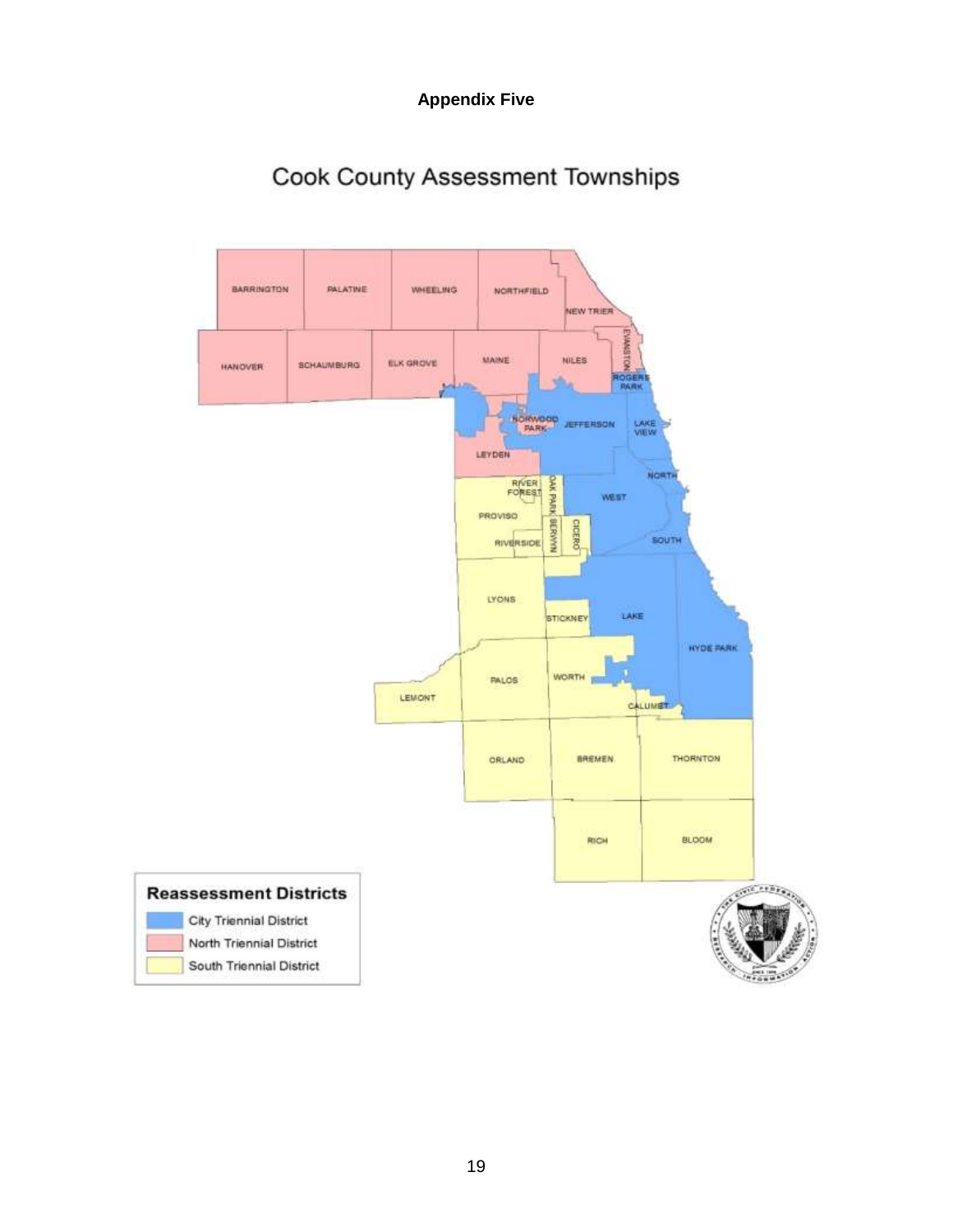**Appendix Five**

Cook County Assessment Townships

BARRINGTON
PALATINE
WHEELING
NORTHFIELD
NEW TRIER
HANOVER
SCHAUMBURG
ELK GROVE
MAINE
NILES
EVANSTON
ROGERS PARK
NORWOOD PARK
JEFFERSON
LAKE VIEW
LEYDEN
NORTH
RIVER FOREST
OAK PARK
WEST
PROVISO
BERWYN
CICERO
RIVERSIDE
SOUTH
LYONS
STICKNEY
LAKE
HYDE PARK
PALOS
WORTH
LEMONT
CALUMET
ORLAND
BREMEN
THORNTON
RICH
BLOOM

**Reassessment Districts**

City Triennial District

North Triennial District

South Triennial District